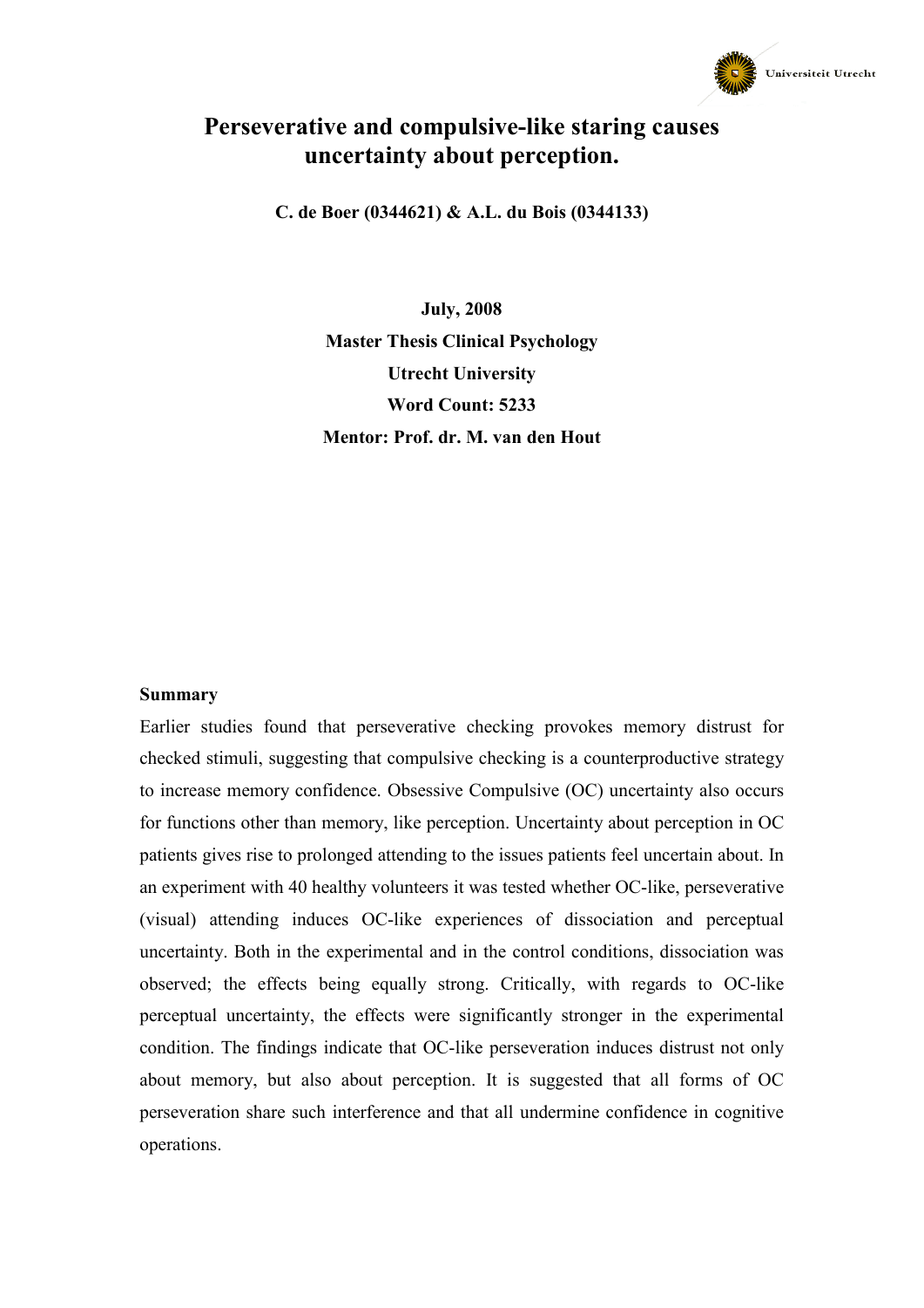# Perseverative and compulsive-like staring causes uncertainty about perception.

**C. de Boer (0344621) & A.L. du Bois (0344133)**

**July, 2008**
**Master Thesis Clinical Psychology**
**Utrecht University**
**Word Count: 5233**
**Mentor: Prof. dr. M. van den Hout**

**Summary**

Earlier studies found that perseverative checking provokes memory distrust for checked stimuli, suggesting that compulsive checking is a counterproductive strategy to increase memory confidence. Obsessive Compulsive (OC) uncertainty also occurs for functions other than memory, like perception. Uncertainty about perception in OC patients gives rise to prolonged attending to the issues patients feel uncertain about. In an experiment with 40 healthy volunteers it was tested whether OC-like, perseverative (visual) attending induces OC-like experiences of dissociation and perceptual uncertainty. Both in the experimental and in the control conditions, dissociation was observed; the effects being equally strong. Critically, with regards to OC-like perceptual uncertainty, the effects were significantly stronger in the experimental condition. The findings indicate that OC-like perseveration induces distrust not only about memory, but also about perception. It is suggested that all forms of OC perseveration share such interference and that all undermine confidence in cognitive operations.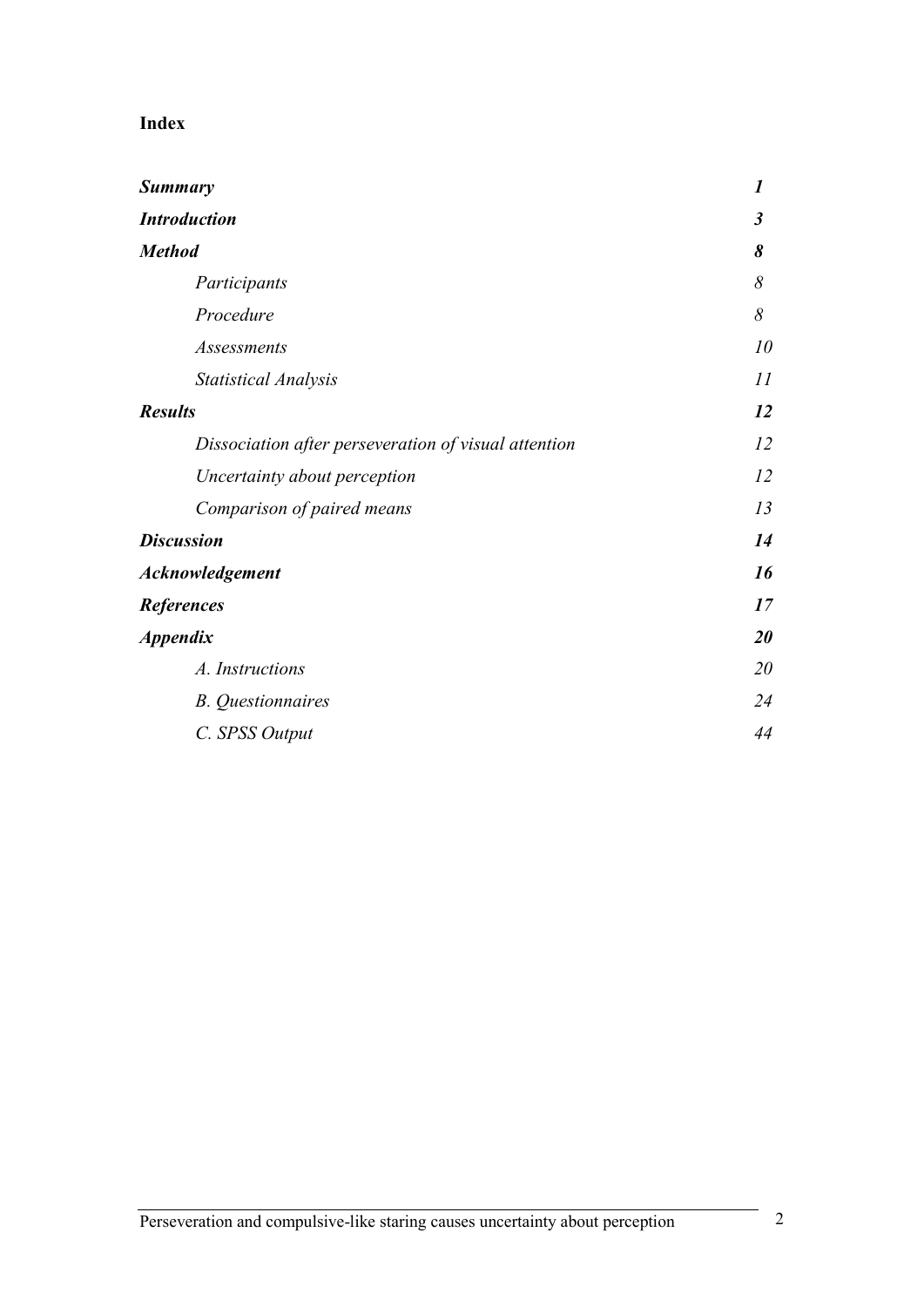## Index

| | |
|---|---|
| ***Summary*** | ***1*** |
| ***Introduction*** | ***3*** |
| ***Method*** | ***8*** |
| &nbsp;&nbsp;&nbsp;&nbsp;*Participants* | *8* |
| &nbsp;&nbsp;&nbsp;&nbsp;*Procedure* | *8* |
| &nbsp;&nbsp;&nbsp;&nbsp;*Assessments* | *10* |
| &nbsp;&nbsp;&nbsp;&nbsp;*Statistical Analysis* | *11* |
| ***Results*** | ***12*** |
| &nbsp;&nbsp;&nbsp;&nbsp;*Dissociation after perseveration of visual attention* | *12* |
| &nbsp;&nbsp;&nbsp;&nbsp;*Uncertainty about perception* | *12* |
| &nbsp;&nbsp;&nbsp;&nbsp;*Comparison of paired means* | *13* |
| ***Discussion*** | ***14*** |
| ***Acknowledgement*** | ***16*** |
| ***References*** | ***17*** |
| ***Appendix*** | ***20*** |
| &nbsp;&nbsp;&nbsp;&nbsp;*A. Instructions* | *20* |
| &nbsp;&nbsp;&nbsp;&nbsp;*B. Questionnaires* | *24* |
| &nbsp;&nbsp;&nbsp;&nbsp;*C. SPSS Output* | *44* |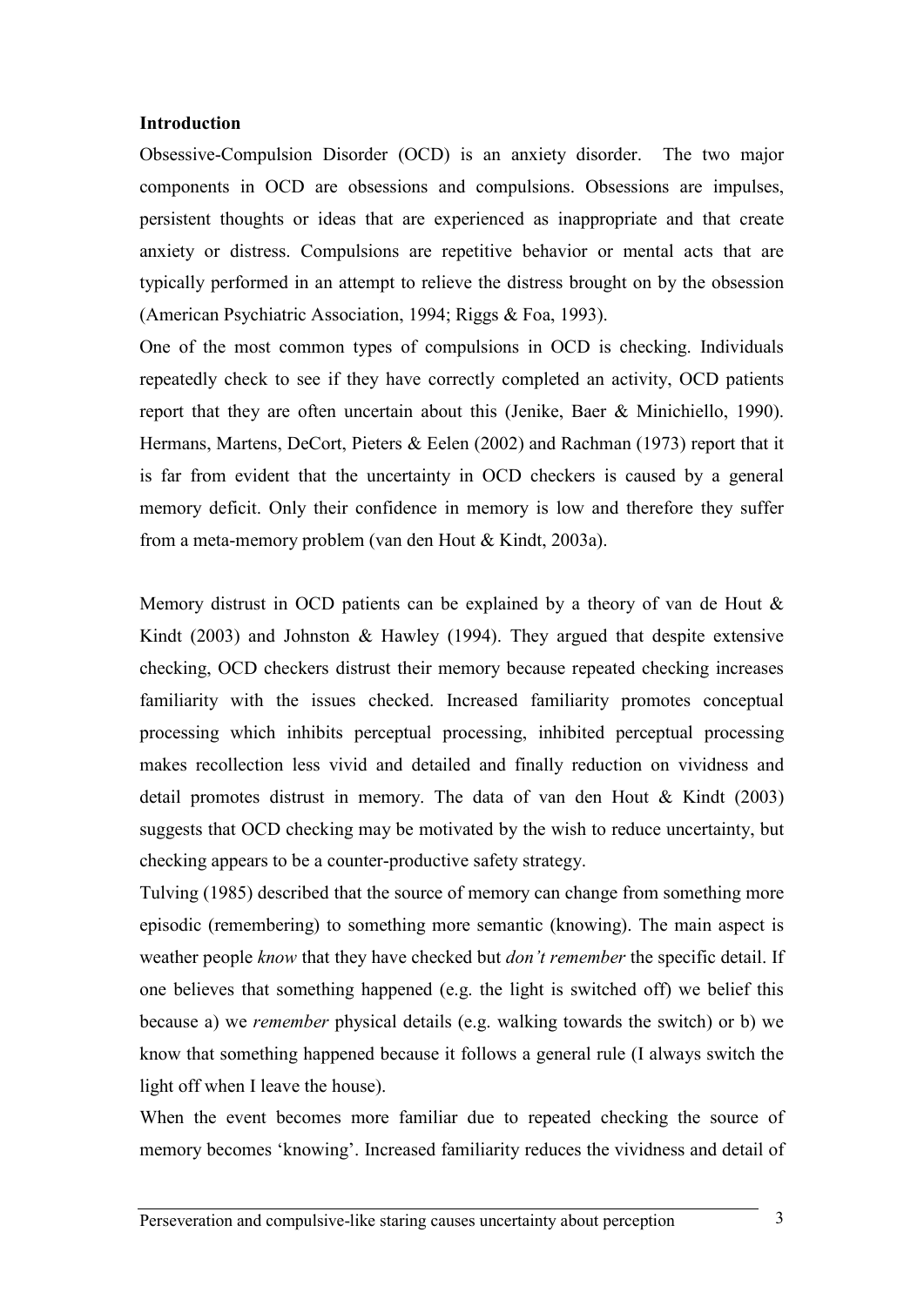**Introduction**

Obsessive-Compulsion Disorder (OCD) is an anxiety disorder. The two major components in OCD are obsessions and compulsions. Obsessions are impulses, persistent thoughts or ideas that are experienced as inappropriate and that create anxiety or distress. Compulsions are repetitive behavior or mental acts that are typically performed in an attempt to relieve the distress brought on by the obsession (American Psychiatric Association, 1994; Riggs & Foa, 1993).

One of the most common types of compulsions in OCD is checking. Individuals repeatedly check to see if they have correctly completed an activity, OCD patients report that they are often uncertain about this (Jenike, Baer & Minichiello, 1990). Hermans, Martens, DeCort, Pieters & Eelen (2002) and Rachman (1973) report that it is far from evident that the uncertainty in OCD checkers is caused by a general memory deficit. Only their confidence in memory is low and therefore they suffer from a meta-memory problem (van den Hout & Kindt, 2003a).

Memory distrust in OCD patients can be explained by a theory of van de Hout & Kindt (2003) and Johnston & Hawley (1994). They argued that despite extensive checking, OCD checkers distrust their memory because repeated checking increases familiarity with the issues checked. Increased familiarity promotes conceptual processing which inhibits perceptual processing, inhibited perceptual processing makes recollection less vivid and detailed and finally reduction on vividness and detail promotes distrust in memory. The data of van den Hout & Kindt (2003) suggests that OCD checking may be motivated by the wish to reduce uncertainty, but checking appears to be a counter-productive safety strategy.

Tulving (1985) described that the source of memory can change from something more episodic (remembering) to something more semantic (knowing). The main aspect is weather people *know* that they have checked but *don't remember* the specific detail. If one believes that something happened (e.g. the light is switched off) we belief this because a) we *remember* physical details (e.g. walking towards the switch) or b) we know that something happened because it follows a general rule (I always switch the light off when I leave the house).

When the event becomes more familiar due to repeated checking the source of memory becomes 'knowing'. Increased familiarity reduces the vividness and detail of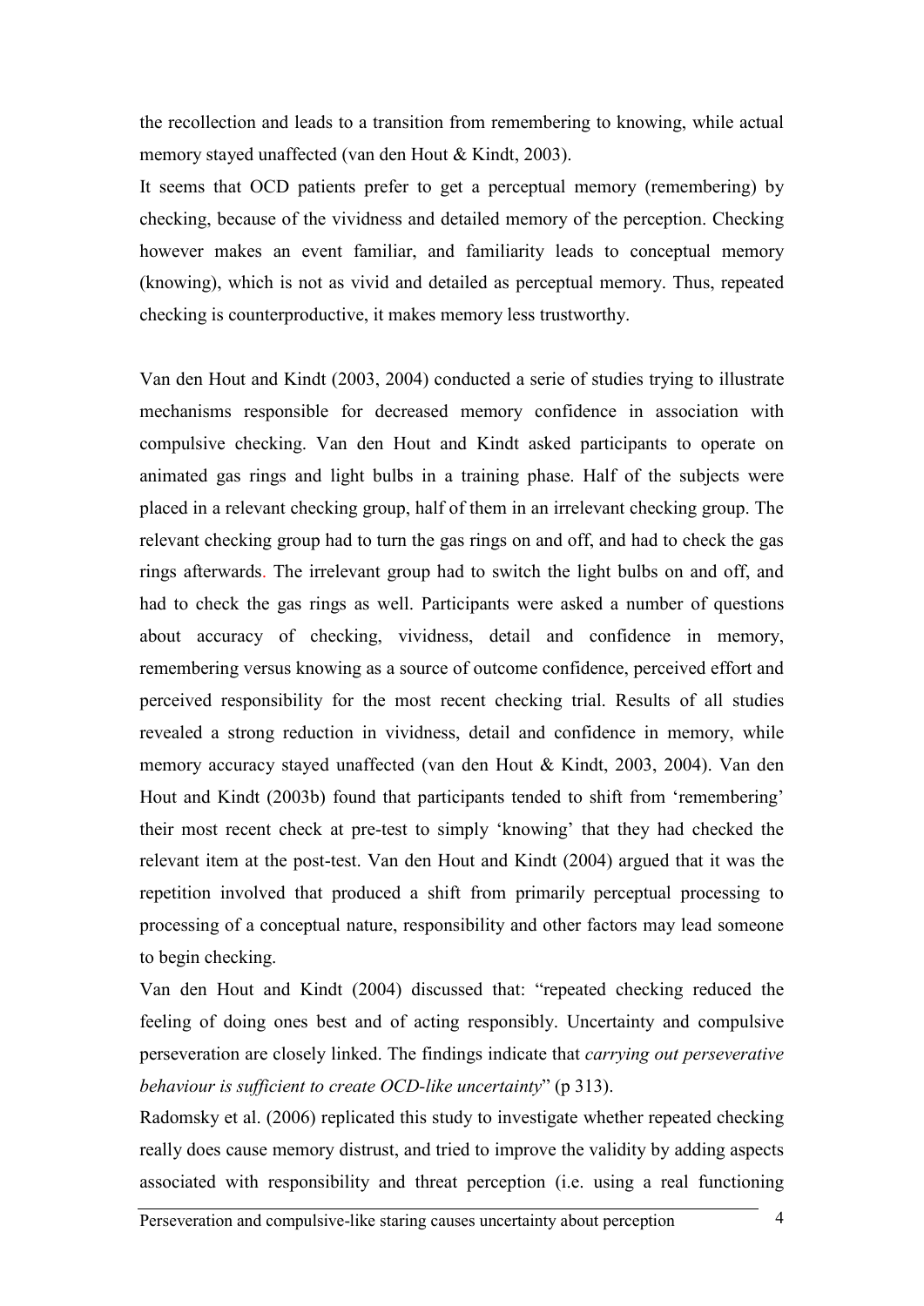the recollection and leads to a transition from remembering to knowing, while actual memory stayed unaffected (van den Hout & Kindt, 2003).

It seems that OCD patients prefer to get a perceptual memory (remembering) by checking, because of the vividness and detailed memory of the perception. Checking however makes an event familiar, and familiarity leads to conceptual memory (knowing), which is not as vivid and detailed as perceptual memory. Thus, repeated checking is counterproductive, it makes memory less trustworthy.

Van den Hout and Kindt (2003, 2004) conducted a serie of studies trying to illustrate mechanisms responsible for decreased memory confidence in association with compulsive checking. Van den Hout and Kindt asked participants to operate on animated gas rings and light bulbs in a training phase. Half of the subjects were placed in a relevant checking group, half of them in an irrelevant checking group. The relevant checking group had to turn the gas rings on and off, and had to check the gas rings afterwards. The irrelevant group had to switch the light bulbs on and off, and had to check the gas rings as well. Participants were asked a number of questions about accuracy of checking, vividness, detail and confidence in memory, remembering versus knowing as a source of outcome confidence, perceived effort and perceived responsibility for the most recent checking trial. Results of all studies revealed a strong reduction in vividness, detail and confidence in memory, while memory accuracy stayed unaffected (van den Hout & Kindt, 2003, 2004). Van den Hout and Kindt (2003b) found that participants tended to shift from 'remembering' their most recent check at pre-test to simply 'knowing' that they had checked the relevant item at the post-test. Van den Hout and Kindt (2004) argued that it was the repetition involved that produced a shift from primarily perceptual processing to processing of a conceptual nature, responsibility and other factors may lead someone to begin checking.

Van den Hout and Kindt (2004) discussed that: "repeated checking reduced the feeling of doing ones best and of acting responsibly. Uncertainty and compulsive perseveration are closely linked. The findings indicate that *carrying out perseverative behaviour is sufficient to create OCD-like uncertainty*" (p 313).

Radomsky et al. (2006) replicated this study to investigate whether repeated checking really does cause memory distrust, and tried to improve the validity by adding aspects associated with responsibility and threat perception (i.e. using a real functioning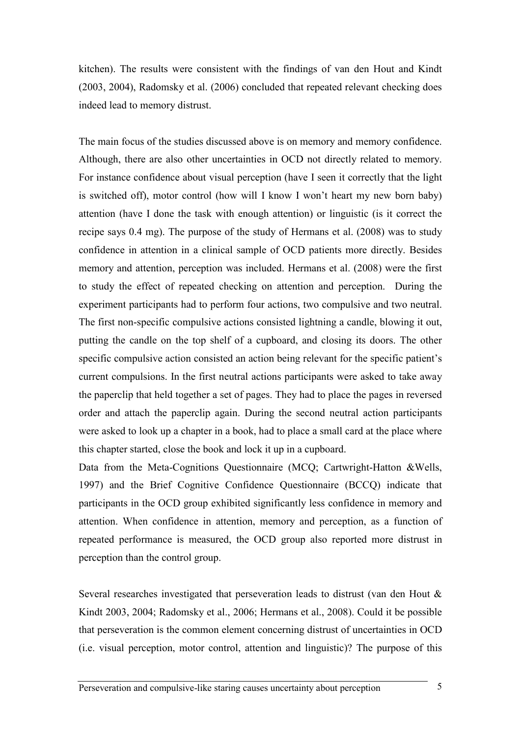kitchen). The results were consistent with the findings of van den Hout and Kindt (2003, 2004), Radomsky et al. (2006) concluded that repeated relevant checking does indeed lead to memory distrust.

The main focus of the studies discussed above is on memory and memory confidence. Although, there are also other uncertainties in OCD not directly related to memory. For instance confidence about visual perception (have I seen it correctly that the light is switched off), motor control (how will I know I won't heart my new born baby) attention (have I done the task with enough attention) or linguistic (is it correct the recipe says 0.4 mg). The purpose of the study of Hermans et al. (2008) was to study confidence in attention in a clinical sample of OCD patients more directly. Besides memory and attention, perception was included. Hermans et al. (2008) were the first to study the effect of repeated checking on attention and perception. During the experiment participants had to perform four actions, two compulsive and two neutral. The first non-specific compulsive actions consisted lightning a candle, blowing it out, putting the candle on the top shelf of a cupboard, and closing its doors. The other specific compulsive action consisted an action being relevant for the specific patient's current compulsions. In the first neutral actions participants were asked to take away the paperclip that held together a set of pages. They had to place the pages in reversed order and attach the paperclip again. During the second neutral action participants were asked to look up a chapter in a book, had to place a small card at the place where this chapter started, close the book and lock it up in a cupboard.
Data from the Meta-Cognitions Questionnaire (MCQ; Cartwright-Hatton &Wells, 1997) and the Brief Cognitive Confidence Questionnaire (BCCQ) indicate that participants in the OCD group exhibited significantly less confidence in memory and attention. When confidence in attention, memory and perception, as a function of repeated performance is measured, the OCD group also reported more distrust in perception than the control group.

Several researches investigated that perseveration leads to distrust (van den Hout & Kindt 2003, 2004; Radomsky et al., 2006; Hermans et al., 2008). Could it be possible that perseveration is the common element concerning distrust of uncertainties in OCD (i.e. visual perception, motor control, attention and linguistic)? The purpose of this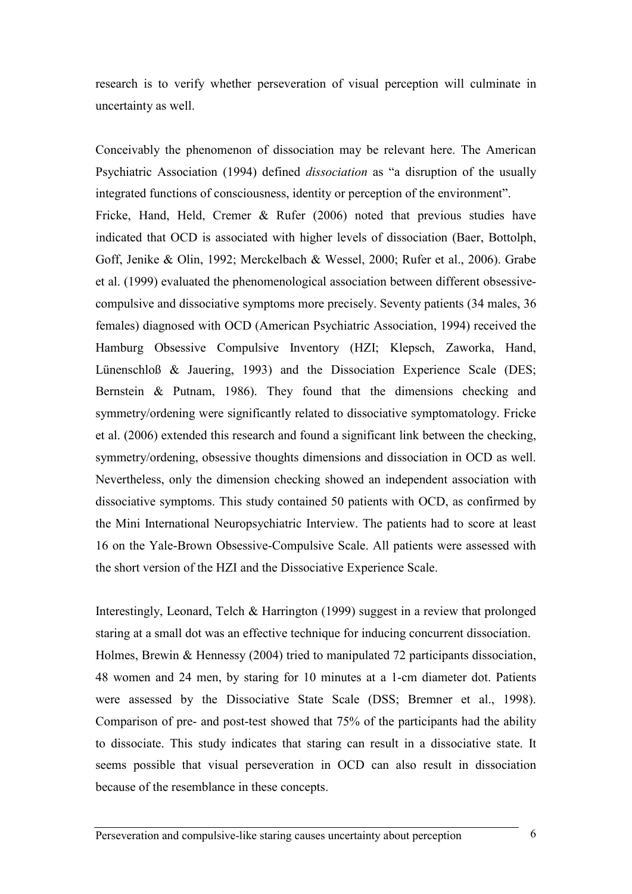research is to verify whether perseveration of visual perception will culminate in uncertainty as well.

Conceivably the phenomenon of dissociation may be relevant here. The American Psychiatric Association (1994) defined *dissociation* as "a disruption of the usually integrated functions of consciousness, identity or perception of the environment".
Fricke, Hand, Held, Cremer & Rufer (2006) noted that previous studies have indicated that OCD is associated with higher levels of dissociation (Baer, Bottolph, Goff, Jenike & Olin, 1992; Merckelbach & Wessel, 2000; Rufer et al., 2006). Grabe et al. (1999) evaluated the phenomenological association between different obsessive-compulsive and dissociative symptoms more precisely. Seventy patients (34 males, 36 females) diagnosed with OCD (American Psychiatric Association, 1994) received the Hamburg Obsessive Compulsive Inventory (HZI; Klepsch, Zaworka, Hand, Lünenschloß & Jauering, 1993) and the Dissociation Experience Scale (DES; Bernstein & Putnam, 1986). They found that the dimensions checking and symmetry/ordening were significantly related to dissociative symptomatology. Fricke et al. (2006) extended this research and found a significant link between the checking, symmetry/ordening, obsessive thoughts dimensions and dissociation in OCD as well. Nevertheless, only the dimension checking showed an independent association with dissociative symptoms. This study contained 50 patients with OCD, as confirmed by the Mini International Neuropsychiatric Interview. The patients had to score at least 16 on the Yale-Brown Obsessive-Compulsive Scale. All patients were assessed with the short version of the HZI and the Dissociative Experience Scale.

Interestingly, Leonard, Telch & Harrington (1999) suggest in a review that prolonged staring at a small dot was an effective technique for inducing concurrent dissociation.
Holmes, Brewin & Hennessy (2004) tried to manipulated 72 participants dissociation, 48 women and 24 men, by staring for 10 minutes at a 1-cm diameter dot. Patients were assessed by the Dissociative State Scale (DSS; Bremner et al., 1998). Comparison of pre- and post-test showed that 75% of the participants had the ability to dissociate. This study indicates that staring can result in a dissociative state. It seems possible that visual perseveration in OCD can also result in dissociation because of the resemblance in these concepts.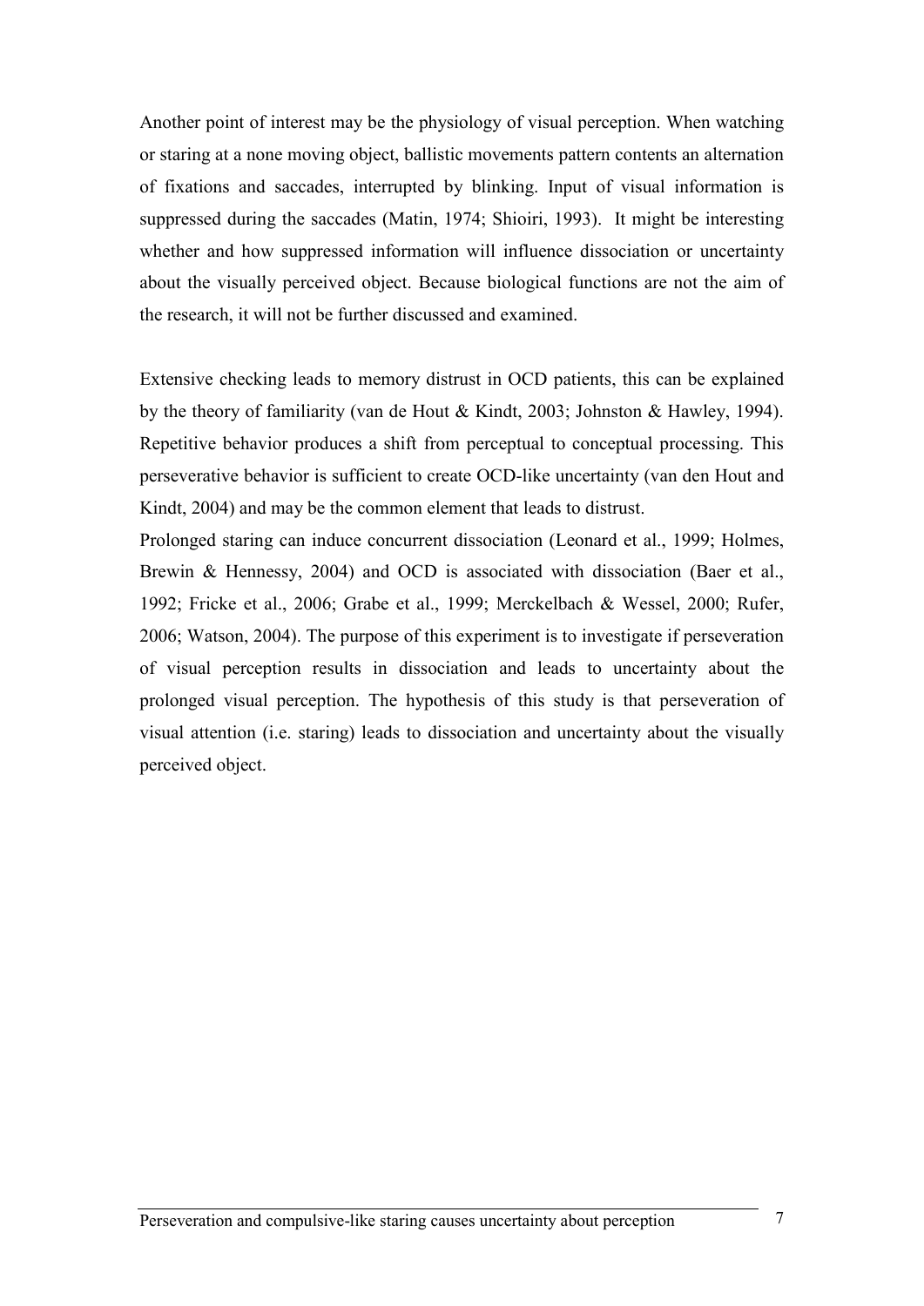Another point of interest may be the physiology of visual perception. When watching or staring at a none moving object, ballistic movements pattern contents an alternation of fixations and saccades, interrupted by blinking. Input of visual information is suppressed during the saccades (Matin, 1974; Shioiri, 1993). It might be interesting whether and how suppressed information will influence dissociation or uncertainty about the visually perceived object. Because biological functions are not the aim of the research, it will not be further discussed and examined.

Extensive checking leads to memory distrust in OCD patients, this can be explained by the theory of familiarity (van de Hout & Kindt, 2003; Johnston & Hawley, 1994). Repetitive behavior produces a shift from perceptual to conceptual processing. This perseverative behavior is sufficient to create OCD-like uncertainty (van den Hout and Kindt, 2004) and may be the common element that leads to distrust.

Prolonged staring can induce concurrent dissociation (Leonard et al., 1999; Holmes, Brewin & Hennessy, 2004) and OCD is associated with dissociation (Baer et al., 1992; Fricke et al., 2006; Grabe et al., 1999; Merckelbach & Wessel, 2000; Rufer, 2006; Watson, 2004). The purpose of this experiment is to investigate if perseveration of visual perception results in dissociation and leads to uncertainty about the prolonged visual perception. The hypothesis of this study is that perseveration of visual attention (i.e. staring) leads to dissociation and uncertainty about the visually perceived object.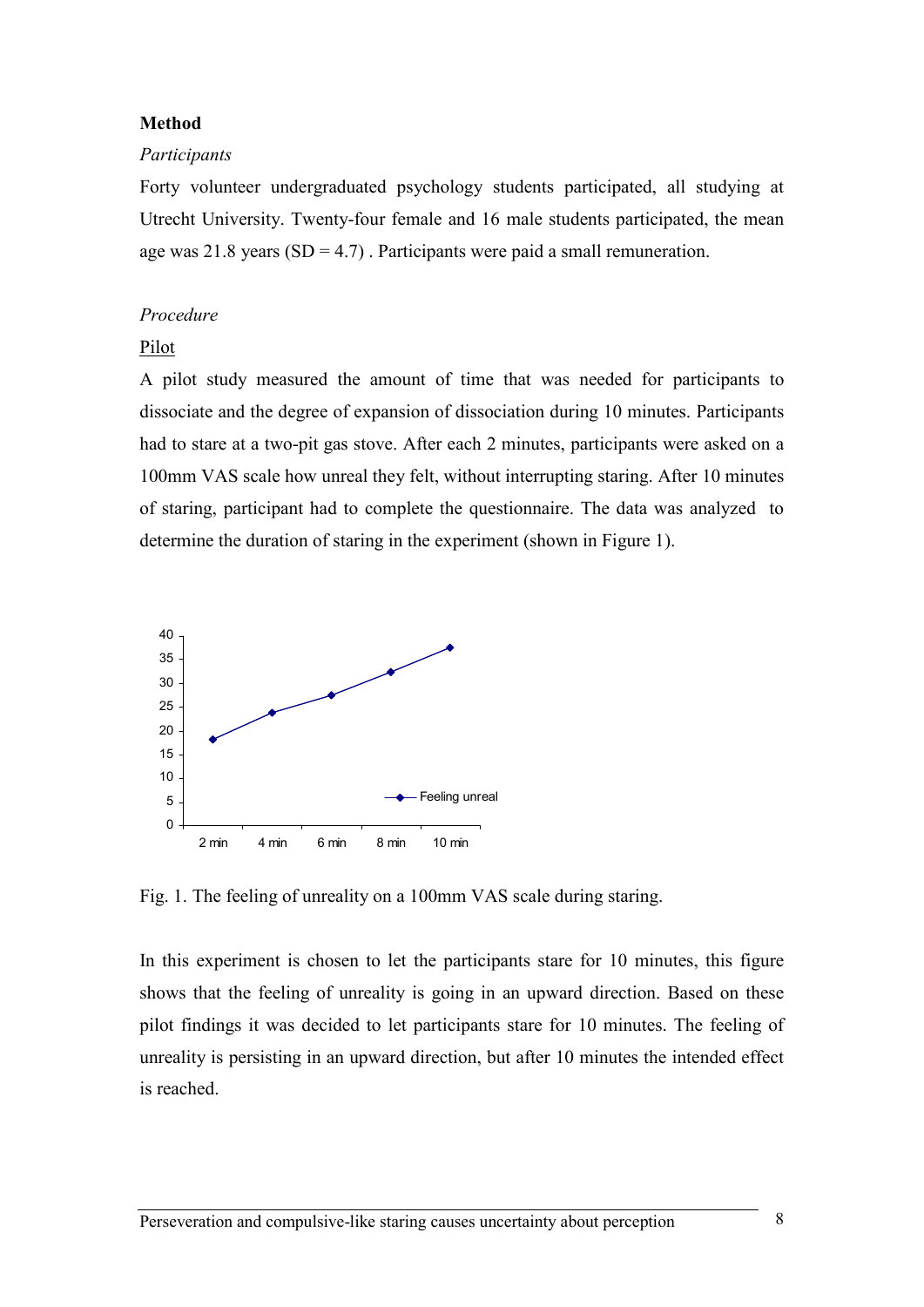**Method**

*Participants*

Forty volunteer undergraduated psychology students participated, all studying at Utrecht University. Twenty-four female and 16 male students participated, the mean age was 21.8 years (SD = 4.7) . Participants were paid a small remuneration.

*Procedure*

<u>Pilot</u>

A pilot study measured the amount of time that was needed for participants to dissociate and the degree of expansion of dissociation during 10 minutes. Participants had to stare at a two-pit gas stove. After each 2 minutes, participants were asked on a 100mm VAS scale how unreal they felt, without interrupting staring. After 10 minutes of staring, participant had to complete the questionnaire. The data was analyzed to determine the duration of staring in the experiment (shown in Figure 1).

Fig. 1. The feeling of unreality on a 100mm VAS scale during staring.

In this experiment is chosen to let the participants stare for 10 minutes, this figure shows that the feeling of unreality is going in an upward direction. Based on these pilot findings it was decided to let participants stare for 10 minutes. The feeling of unreality is persisting in an upward direction, but after 10 minutes the intended effect is reached.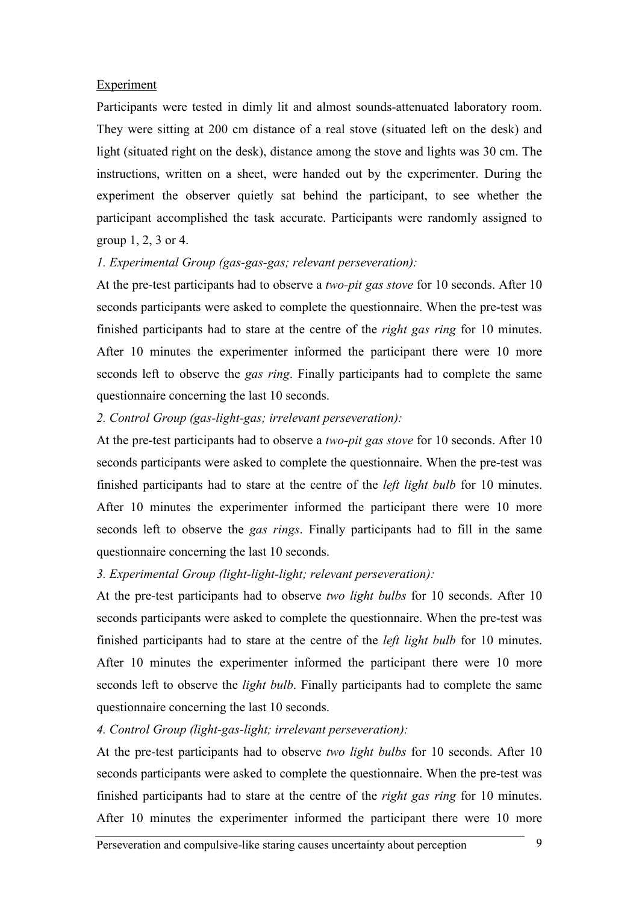Experiment

Participants were tested in dimly lit and almost sounds-attenuated laboratory room. They were sitting at 200 cm distance of a real stove (situated left on the desk) and light (situated right on the desk), distance among the stove and lights was 30 cm. The instructions, written on a sheet, were handed out by the experimenter. During the experiment the observer quietly sat behind the participant, to see whether the participant accomplished the task accurate. Participants were randomly assigned to group 1, 2, 3 or 4.

*1. Experimental Group (gas-gas-gas; relevant perseveration):*

At the pre-test participants had to observe a *two-pit gas stove* for 10 seconds. After 10 seconds participants were asked to complete the questionnaire. When the pre-test was finished participants had to stare at the centre of the *right gas ring* for 10 minutes. After 10 minutes the experimenter informed the participant there were 10 more seconds left to observe the *gas ring*. Finally participants had to complete the same questionnaire concerning the last 10 seconds.

*2. Control Group (gas-light-gas; irrelevant perseveration):*

At the pre-test participants had to observe a *two-pit gas stove* for 10 seconds. After 10 seconds participants were asked to complete the questionnaire. When the pre-test was finished participants had to stare at the centre of the *left light bulb* for 10 minutes. After 10 minutes the experimenter informed the participant there were 10 more seconds left to observe the *gas rings*. Finally participants had to fill in the same questionnaire concerning the last 10 seconds.

*3. Experimental Group (light-light-light; relevant perseveration):*

At the pre-test participants had to observe *two light bulbs* for 10 seconds. After 10 seconds participants were asked to complete the questionnaire. When the pre-test was finished participants had to stare at the centre of the *left light bulb* for 10 minutes. After 10 minutes the experimenter informed the participant there were 10 more seconds left to observe the *light bulb*. Finally participants had to complete the same questionnaire concerning the last 10 seconds.

*4. Control Group (light-gas-light; irrelevant perseveration):*

At the pre-test participants had to observe *two light bulbs* for 10 seconds. After 10 seconds participants were asked to complete the questionnaire. When the pre-test was finished participants had to stare at the centre of the *right gas ring* for 10 minutes. After 10 minutes the experimenter informed the participant there were 10 more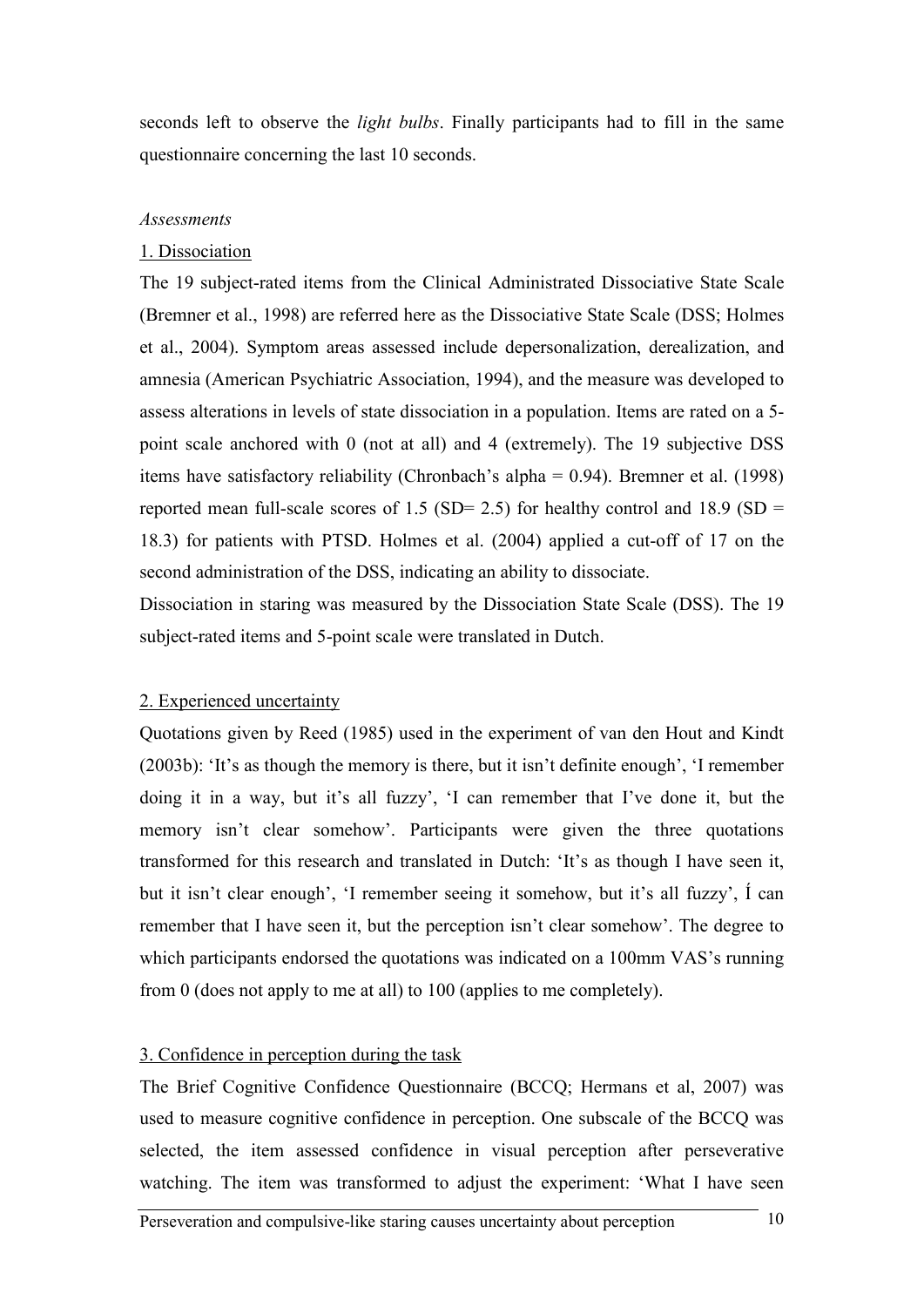seconds left to observe the *light bulbs*. Finally participants had to fill in the same questionnaire concerning the last 10 seconds.

*Assessments*

1. Dissociation

The 19 subject-rated items from the Clinical Administrated Dissociative State Scale (Bremner et al., 1998) are referred here as the Dissociative State Scale (DSS; Holmes et al., 2004). Symptom areas assessed include depersonalization, derealization, and amnesia (American Psychiatric Association, 1994), and the measure was developed to assess alterations in levels of state dissociation in a population. Items are rated on a 5-point scale anchored with 0 (not at all) and 4 (extremely). The 19 subjective DSS items have satisfactory reliability (Chronbach's alpha = 0.94). Bremner et al. (1998) reported mean full-scale scores of 1.5 (SD= 2.5) for healthy control and 18.9 (SD = 18.3) for patients with PTSD. Holmes et al. (2004) applied a cut-off of 17 on the second administration of the DSS, indicating an ability to dissociate.
Dissociation in staring was measured by the Dissociation State Scale (DSS). The 19 subject-rated items and 5-point scale were translated in Dutch.

2. Experienced uncertainty

Quotations given by Reed (1985) used in the experiment of van den Hout and Kindt (2003b): 'It's as though the memory is there, but it isn't definite enough', 'I remember doing it in a way, but it's all fuzzy', 'I can remember that I've done it, but the memory isn't clear somehow'. Participants were given the three quotations transformed for this research and translated in Dutch: 'It's as though I have seen it, but it isn't clear enough', 'I remember seeing it somehow, but it's all fuzzy', 'Í can remember that I have seen it, but the perception isn't clear somehow'. The degree to which participants endorsed the quotations was indicated on a 100mm VAS's running from 0 (does not apply to me at all) to 100 (applies to me completely).

3. Confidence in perception during the task

The Brief Cognitive Confidence Questionnaire (BCCQ; Hermans et al, 2007) was used to measure cognitive confidence in perception. One subscale of the BCCQ was selected, the item assessed confidence in visual perception after perseverative watching. The item was transformed to adjust the experiment: 'What I have seen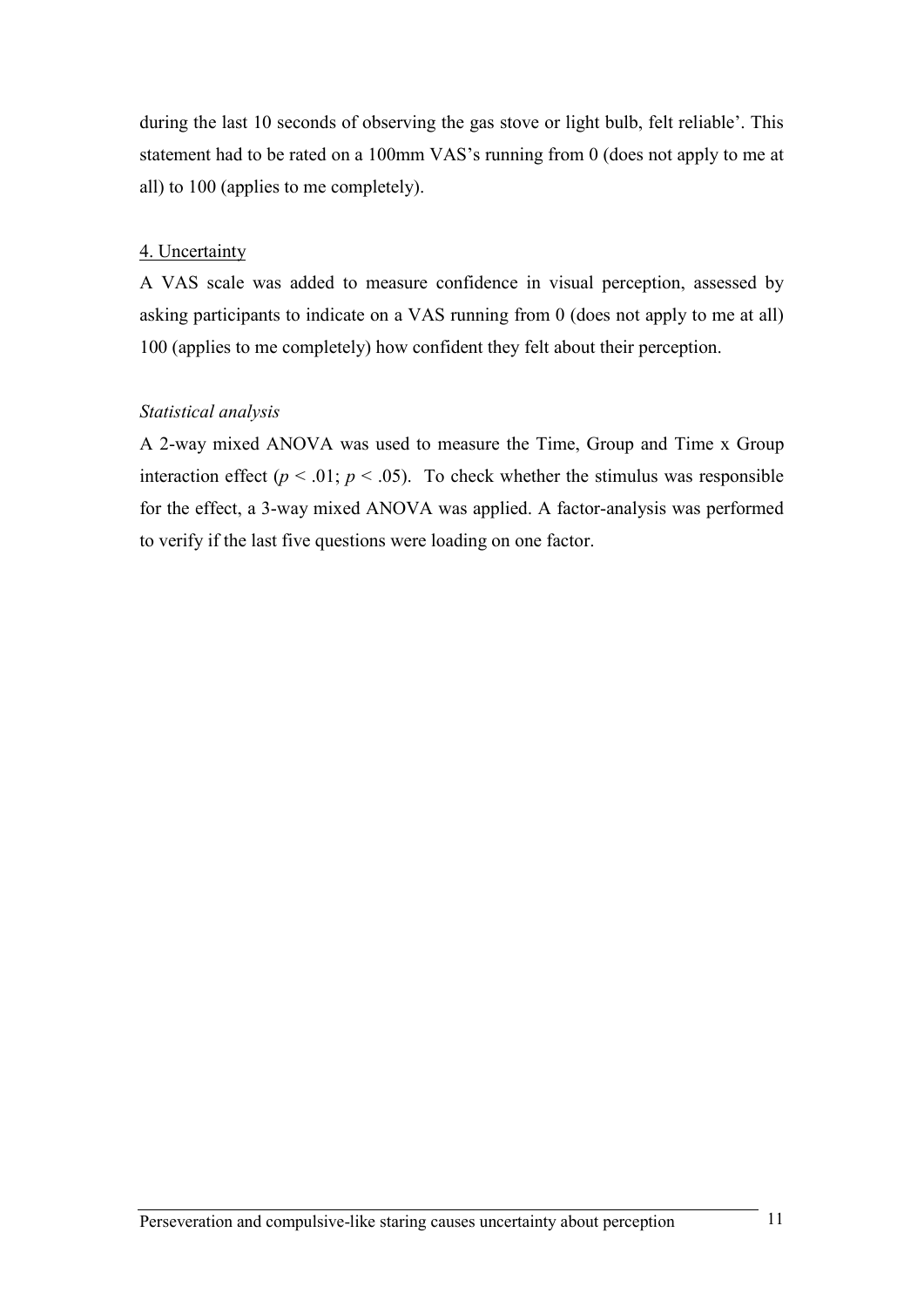during the last 10 seconds of observing the gas stove or light bulb, felt reliable'. This statement had to be rated on a 100mm VAS's running from 0 (does not apply to me at all) to 100 (applies to me completely).

4. Uncertainty

A VAS scale was added to measure confidence in visual perception, assessed by asking participants to indicate on a VAS running from 0 (does not apply to me at all) 100 (applies to me completely) how confident they felt about their perception.

*Statistical analysis*

A 2-way mixed ANOVA was used to measure the Time, Group and Time x Group interaction effect ($p < .01$; $p < .05$). To check whether the stimulus was responsible for the effect, a 3-way mixed ANOVA was applied. A factor-analysis was performed to verify if the last five questions were loading on one factor.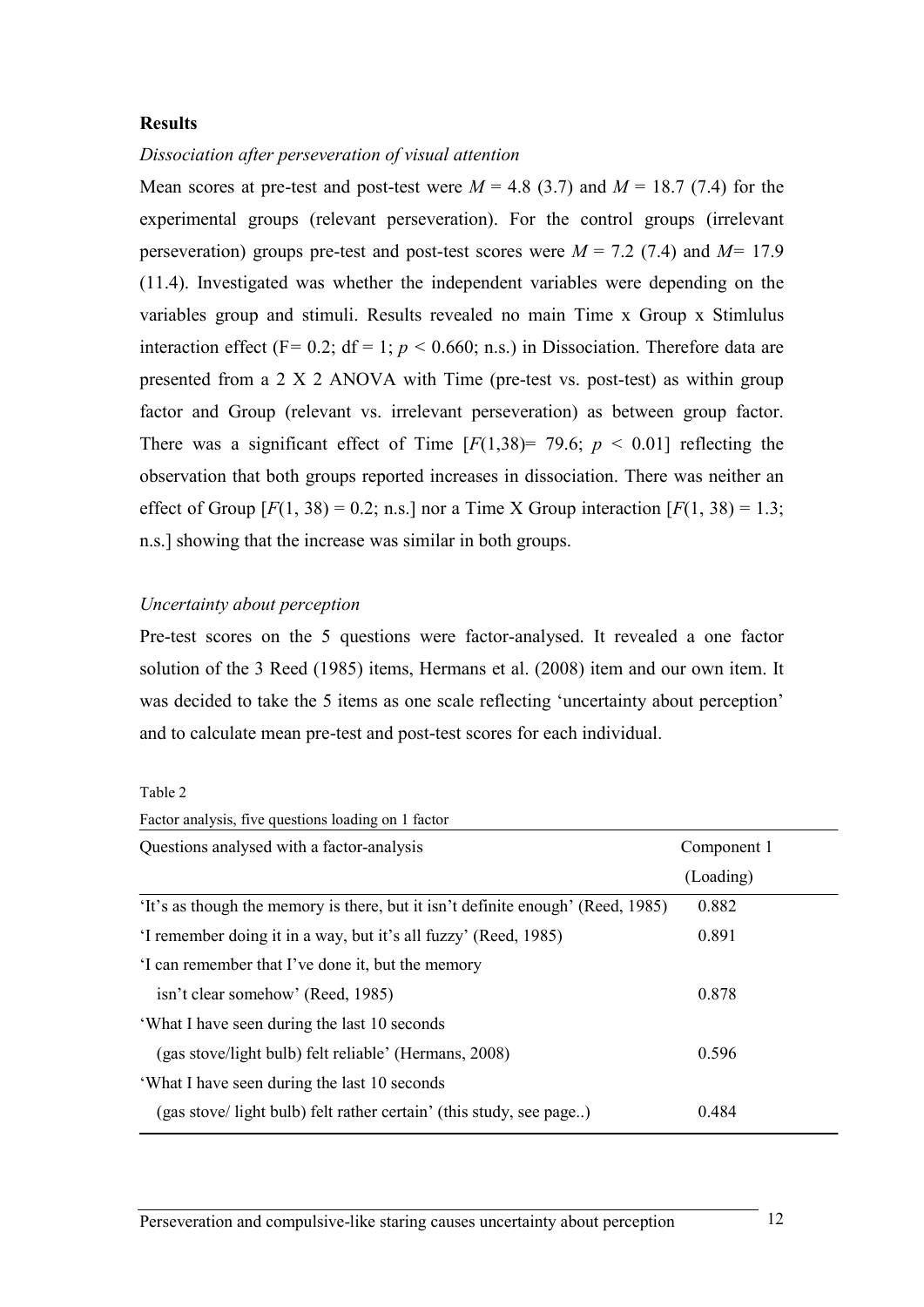**Results**

*Dissociation after perseveration of visual attention*

Mean scores at pre-test and post-test were $M = 4.8$ (3.7) and $M = 18.7$ (7.4) for the experimental groups (relevant perseveration). For the control groups (irrelevant perseveration) groups pre-test and post-test scores were $M = 7.2$ (7.4) and $M= 17.9$ (11.4). Investigated was whether the independent variables were depending on the variables group and stimuli. Results revealed no main Time x Group x Stimlulus interaction effect (F= 0.2; df = 1; $p < 0.660$; n.s.) in Dissociation. Therefore data are presented from a 2 X 2 ANOVA with Time (pre-test vs. post-test) as within group factor and Group (relevant vs. irrelevant perseveration) as between group factor. There was a significant effect of Time [$F(1,38)= 79.6$; $p < 0.01$] reflecting the observation that both groups reported increases in dissociation. There was neither an effect of Group [$F(1, 38) = 0.2$; n.s.] nor a Time X Group interaction [$F(1, 38) = 1.3$; n.s.] showing that the increase was similar in both groups.

*Uncertainty about perception*

Pre-test scores on the 5 questions were factor-analysed. It revealed a one factor solution of the 3 Reed (1985) items, Hermans et al. (2008) item and our own item. It was decided to take the 5 items as one scale reflecting 'uncertainty about perception' and to calculate mean pre-test and post-test scores for each individual.

Table 2

Factor analysis, five questions loading on 1 factor

| Questions analysed with a factor-analysis | Component 1 (Loading) |
|---|---|
| 'It's as though the memory is there, but it isn't definite enough' (Reed, 1985) | 0.882 |
| 'I remember doing it in a way, but it's all fuzzy' (Reed, 1985) | 0.891 |
| 'I can remember that I've done it, but the memory isn't clear somehow' (Reed, 1985) | 0.878 |
| 'What I have seen during the last 10 seconds (gas stove/light bulb) felt reliable' (Hermans, 2008) | 0.596 |
| 'What I have seen during the last 10 seconds (gas stove/ light bulb) felt rather certain' (this study, see page..) | 0.484 |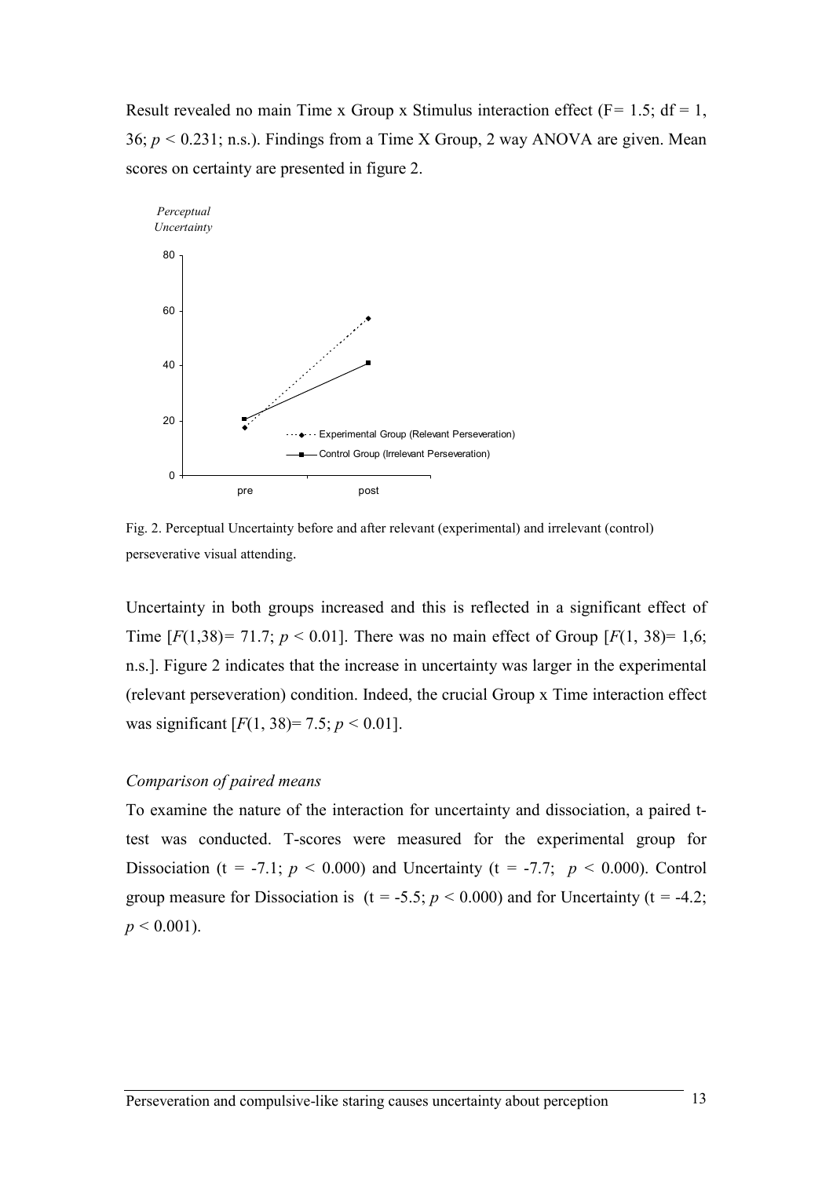Result revealed no main Time x Group x Stimulus interaction effect (F= 1.5; df = 1, 36; $p < 0.231$; n.s.). Findings from a Time X Group, 2 way ANOVA are given. Mean scores on certainty are presented in figure 2.

Fig. 2. Perceptual Uncertainty before and after relevant (experimental) and irrelevant (control) perseverative visual attending.

Uncertainty in both groups increased and this is reflected in a significant effect of Time [$F(1,38)= 71.7$; $p < 0.01$]. There was no main effect of Group [$F(1, 38)= 1,6$; n.s.]. Figure 2 indicates that the increase in uncertainty was larger in the experimental (relevant perseveration) condition. Indeed, the crucial Group x Time interaction effect was significant [$F(1, 38)= 7.5$; $p < 0.01$].

*Comparison of paired means*

To examine the nature of the interaction for uncertainty and dissociation, a paired t-test was conducted. T-scores were measured for the experimental group for Dissociation (t = -7.1; $p < 0.000$) and Uncertainty (t = -7.7; $p < 0.000$). Control group measure for Dissociation is (t = -5.5; $p < 0.000$) and for Uncertainty (t = -4.2; $p < 0.001$).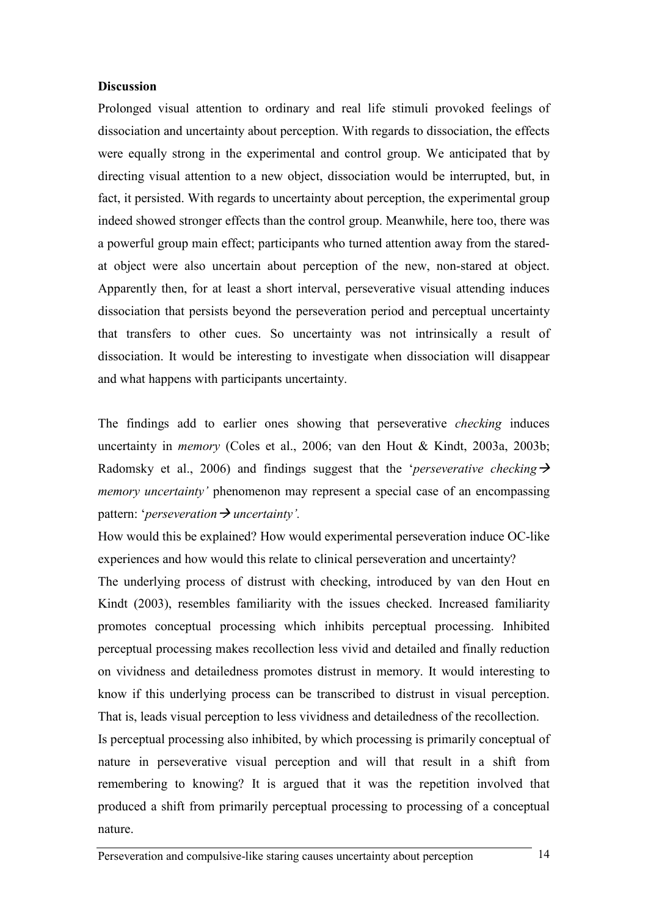**Discussion**

Prolonged visual attention to ordinary and real life stimuli provoked feelings of dissociation and uncertainty about perception. With regards to dissociation, the effects were equally strong in the experimental and control group. We anticipated that by directing visual attention to a new object, dissociation would be interrupted, but, in fact, it persisted. With regards to uncertainty about perception, the experimental group indeed showed stronger effects than the control group. Meanwhile, here too, there was a powerful group main effect; participants who turned attention away from the stared-at object were also uncertain about perception of the new, non-stared at object. Apparently then, for at least a short interval, perseverative visual attending induces dissociation that persists beyond the perseveration period and perceptual uncertainty that transfers to other cues. So uncertainty was not intrinsically a result of dissociation. It would be interesting to investigate when dissociation will disappear and what happens with participants uncertainty.

The findings add to earlier ones showing that perseverative *checking* induces uncertainty in *memory* (Coles et al., 2006; van den Hout & Kindt, 2003a, 2003b; Radomsky et al., 2006) and findings suggest that the '*perseverative checking→ memory uncertainty'* phenomenon may represent a special case of an encompassing pattern: '*perseveration→ uncertainty'.*

How would this be explained? How would experimental perseveration induce OC-like experiences and how would this relate to clinical perseveration and uncertainty?

The underlying process of distrust with checking, introduced by van den Hout en Kindt (2003), resembles familiarity with the issues checked. Increased familiarity promotes conceptual processing which inhibits perceptual processing. Inhibited perceptual processing makes recollection less vivid and detailed and finally reduction on vividness and detailedness promotes distrust in memory. It would interesting to know if this underlying process can be transcribed to distrust in visual perception. That is, leads visual perception to less vividness and detailedness of the recollection.

Is perceptual processing also inhibited, by which processing is primarily conceptual of nature in perseverative visual perception and will that result in a shift from remembering to knowing? It is argued that it was the repetition involved that produced a shift from primarily perceptual processing to processing of a conceptual nature.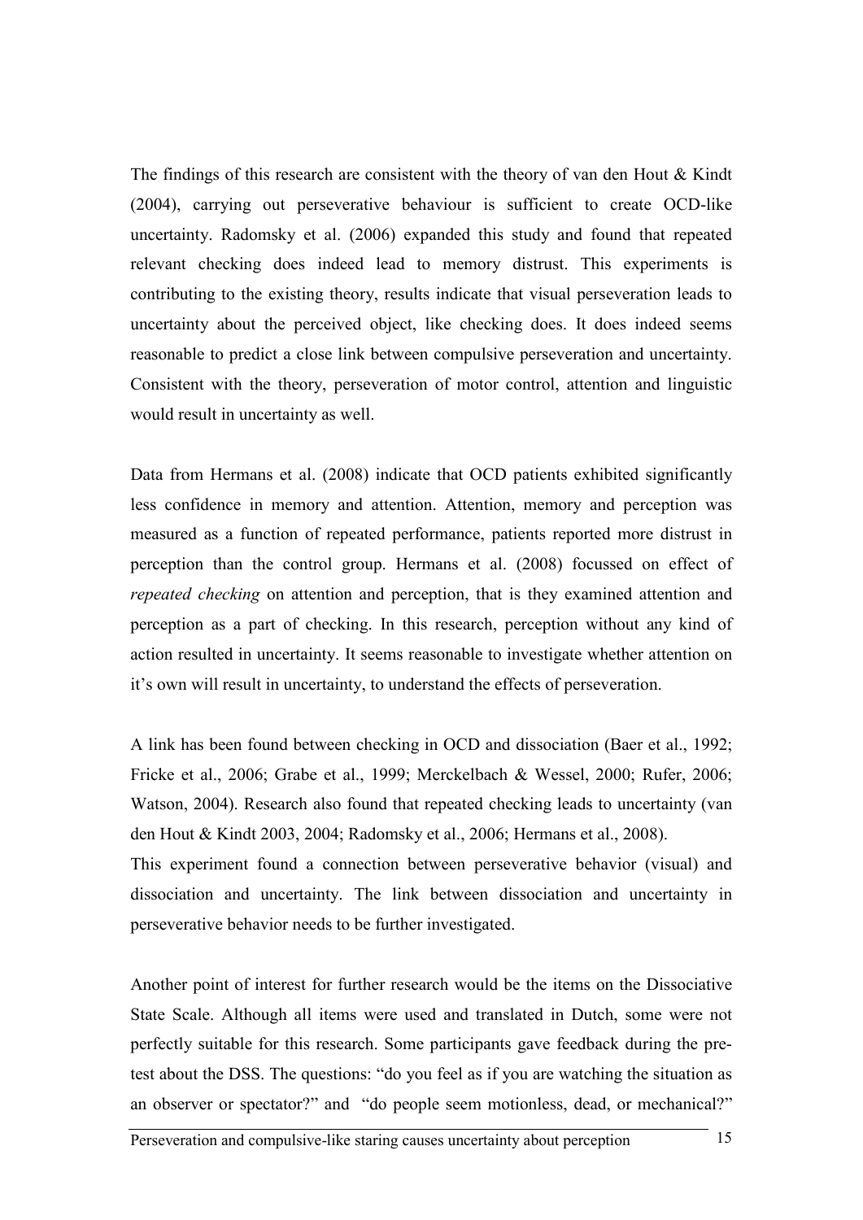The findings of this research are consistent with the theory of van den Hout & Kindt (2004), carrying out perseverative behaviour is sufficient to create OCD-like uncertainty. Radomsky et al. (2006) expanded this study and found that repeated relevant checking does indeed lead to memory distrust. This experiments is contributing to the existing theory, results indicate that visual perseveration leads to uncertainty about the perceived object, like checking does. It does indeed seems reasonable to predict a close link between compulsive perseveration and uncertainty. Consistent with the theory, perseveration of motor control, attention and linguistic would result in uncertainty as well.

Data from Hermans et al. (2008) indicate that OCD patients exhibited significantly less confidence in memory and attention. Attention, memory and perception was measured as a function of repeated performance, patients reported more distrust in perception than the control group. Hermans et al. (2008) focussed on effect of *repeated checking* on attention and perception, that is they examined attention and perception as a part of checking. In this research, perception without any kind of action resulted in uncertainty. It seems reasonable to investigate whether attention on it's own will result in uncertainty, to understand the effects of perseveration.

A link has been found between checking in OCD and dissociation (Baer et al., 1992; Fricke et al., 2006; Grabe et al., 1999; Merckelbach & Wessel, 2000; Rufer, 2006; Watson, 2004). Research also found that repeated checking leads to uncertainty (van den Hout & Kindt 2003, 2004; Radomsky et al., 2006; Hermans et al., 2008).
This experiment found a connection between perseverative behavior (visual) and dissociation and uncertainty. The link between dissociation and uncertainty in perseverative behavior needs to be further investigated.

Another point of interest for further research would be the items on the Dissociative State Scale. Although all items were used and translated in Dutch, some were not perfectly suitable for this research. Some participants gave feedback during the pre-test about the DSS. The questions: "do you feel as if you are watching the situation as an observer or spectator?" and "do people seem motionless, dead, or mechanical?"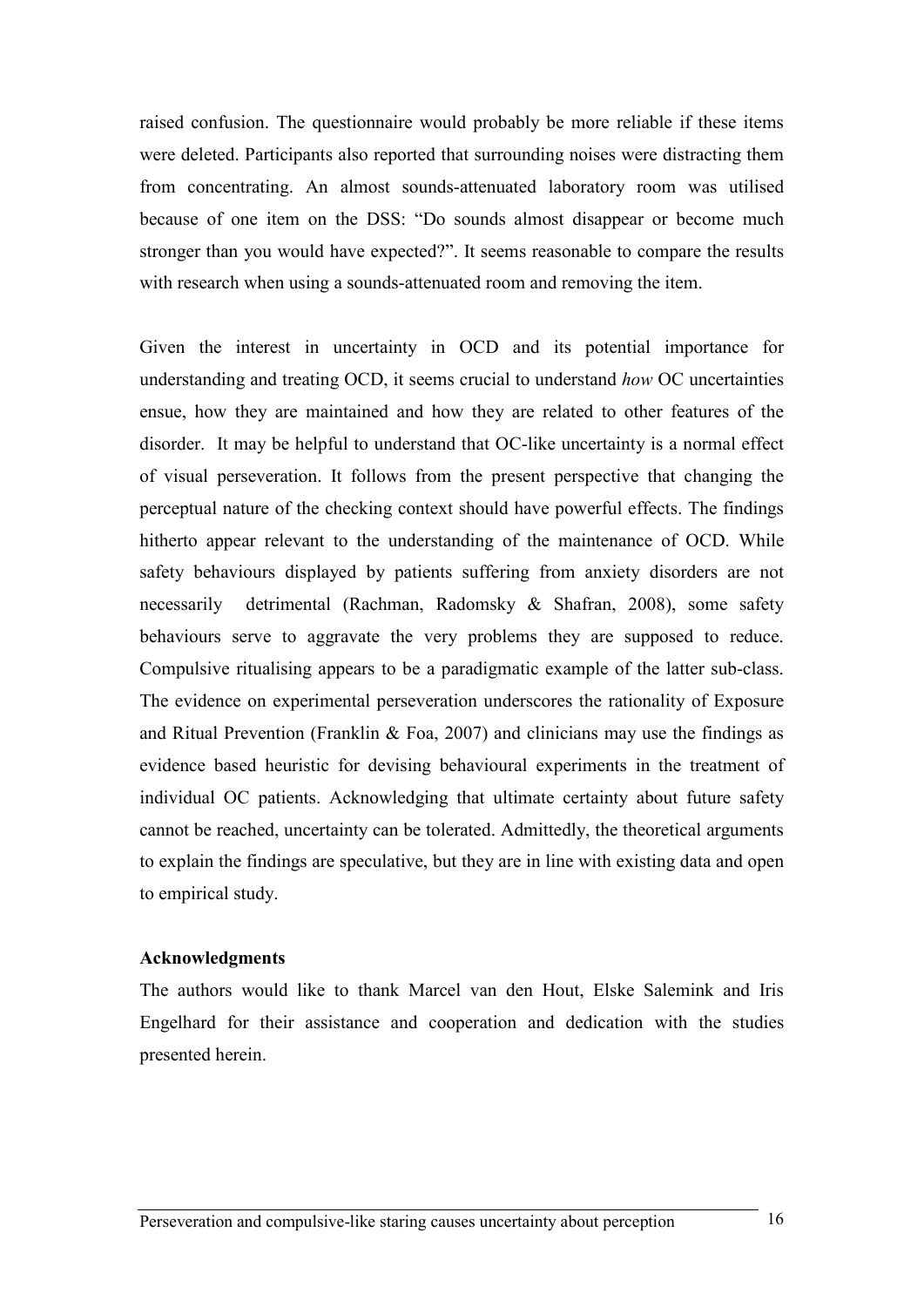raised confusion. The questionnaire would probably be more reliable if these items were deleted. Participants also reported that surrounding noises were distracting them from concentrating. An almost sounds-attenuated laboratory room was utilised because of one item on the DSS: "Do sounds almost disappear or become much stronger than you would have expected?". It seems reasonable to compare the results with research when using a sounds-attenuated room and removing the item.

Given the interest in uncertainty in OCD and its potential importance for understanding and treating OCD, it seems crucial to understand *how* OC uncertainties ensue, how they are maintained and how they are related to other features of the disorder. It may be helpful to understand that OC-like uncertainty is a normal effect of visual perseveration. It follows from the present perspective that changing the perceptual nature of the checking context should have powerful effects. The findings hitherto appear relevant to the understanding of the maintenance of OCD. While safety behaviours displayed by patients suffering from anxiety disorders are not necessarily detrimental (Rachman, Radomsky & Shafran, 2008), some safety behaviours serve to aggravate the very problems they are supposed to reduce. Compulsive ritualising appears to be a paradigmatic example of the latter sub-class. The evidence on experimental perseveration underscores the rationality of Exposure and Ritual Prevention (Franklin & Foa, 2007) and clinicians may use the findings as evidence based heuristic for devising behavioural experiments in the treatment of individual OC patients. Acknowledging that ultimate certainty about future safety cannot be reached, uncertainty can be tolerated. Admittedly, the theoretical arguments to explain the findings are speculative, but they are in line with existing data and open to empirical study.

**Acknowledgments**

The authors would like to thank Marcel van den Hout, Elske Salemink and Iris Engelhard for their assistance and cooperation and dedication with the studies presented herein.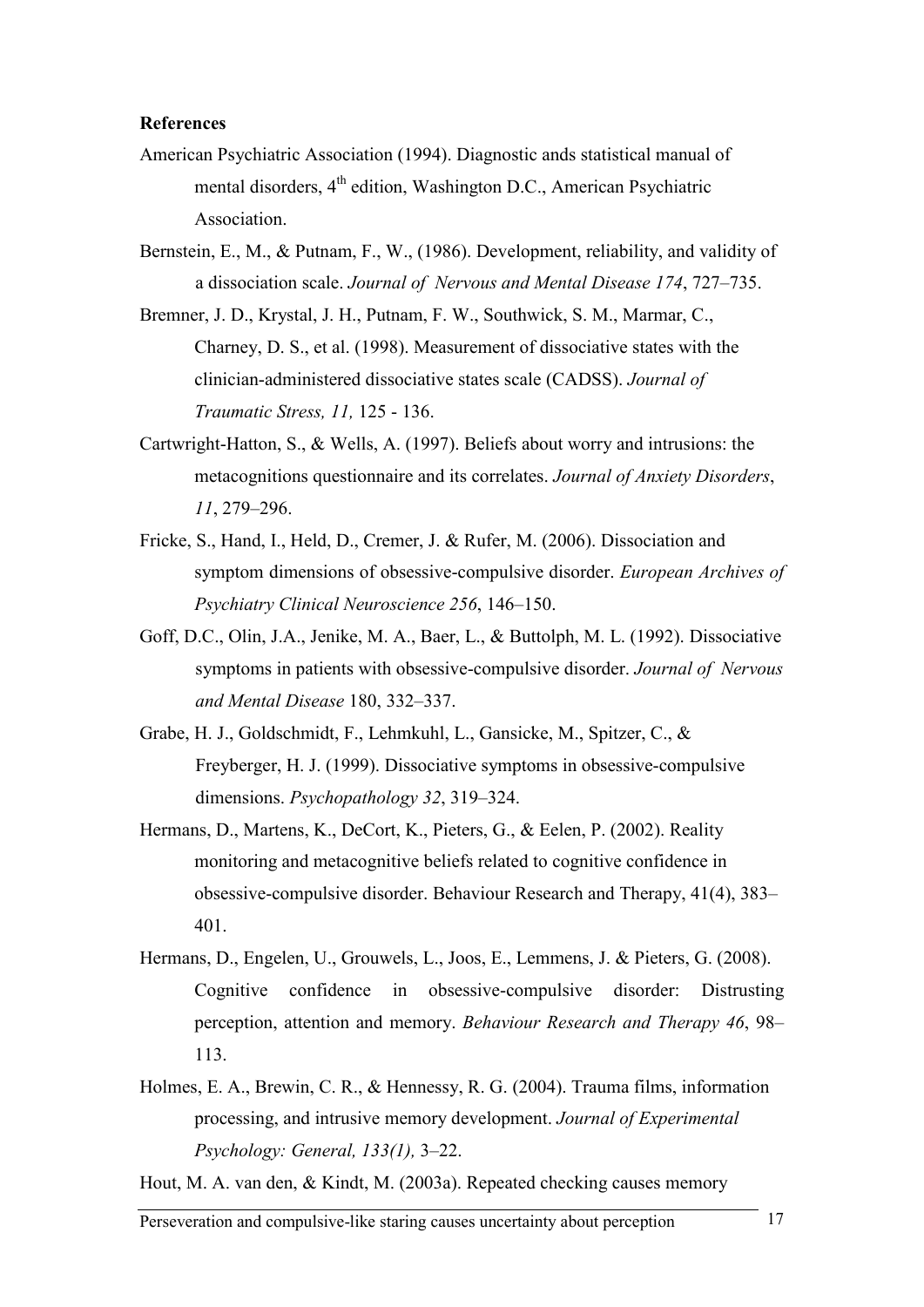**References**

American Psychiatric Association (1994). Diagnostic ands statistical manual of mental disorders, 4th edition, Washington D.C., American Psychiatric Association.

Bernstein, E., M., & Putnam, F., W., (1986). Development, reliability, and validity of a dissociation scale. *Journal of Nervous and Mental Disease 174*, 727–735.

Bremner, J. D., Krystal, J. H., Putnam, F. W., Southwick, S. M., Marmar, C., Charney, D. S., et al. (1998). Measurement of dissociative states with the clinician-administered dissociative states scale (CADSS). *Journal of Traumatic Stress, 11,* 125 - 136.

Cartwright-Hatton, S., & Wells, A. (1997). Beliefs about worry and intrusions: the metacognitions questionnaire and its correlates. *Journal of Anxiety Disorders*, *11*, 279–296.

Fricke, S., Hand, I., Held, D., Cremer, J. & Rufer, M. (2006). Dissociation and symptom dimensions of obsessive-compulsive disorder. *European Archives of Psychiatry Clinical Neuroscience 256*, 146–150.

Goff, D.C., Olin, J.A., Jenike, M. A., Baer, L., & Buttolph, M. L. (1992). Dissociative symptoms in patients with obsessive-compulsive disorder. *Journal of Nervous and Mental Disease* 180, 332–337.

Grabe, H. J., Goldschmidt, F., Lehmkuhl, L., Gansicke, M., Spitzer, C., & Freyberger, H. J. (1999). Dissociative symptoms in obsessive-compulsive dimensions. *Psychopathology 32*, 319–324.

Hermans, D., Martens, K., DeCort, K., Pieters, G., & Eelen, P. (2002). Reality monitoring and metacognitive beliefs related to cognitive confidence in obsessive-compulsive disorder. Behaviour Research and Therapy, 41(4), 383–401.

Hermans, D., Engelen, U., Grouwels, L., Joos, E., Lemmens, J. & Pieters, G. (2008). Cognitive confidence in obsessive-compulsive disorder: Distrusting perception, attention and memory. *Behaviour Research and Therapy 46*, 98–113.

Holmes, E. A., Brewin, C. R., & Hennessy, R. G. (2004). Trauma films, information processing, and intrusive memory development. *Journal of Experimental Psychology: General, 133(1),* 3–22.

Hout, M. A. van den, & Kindt, M. (2003a). Repeated checking causes memory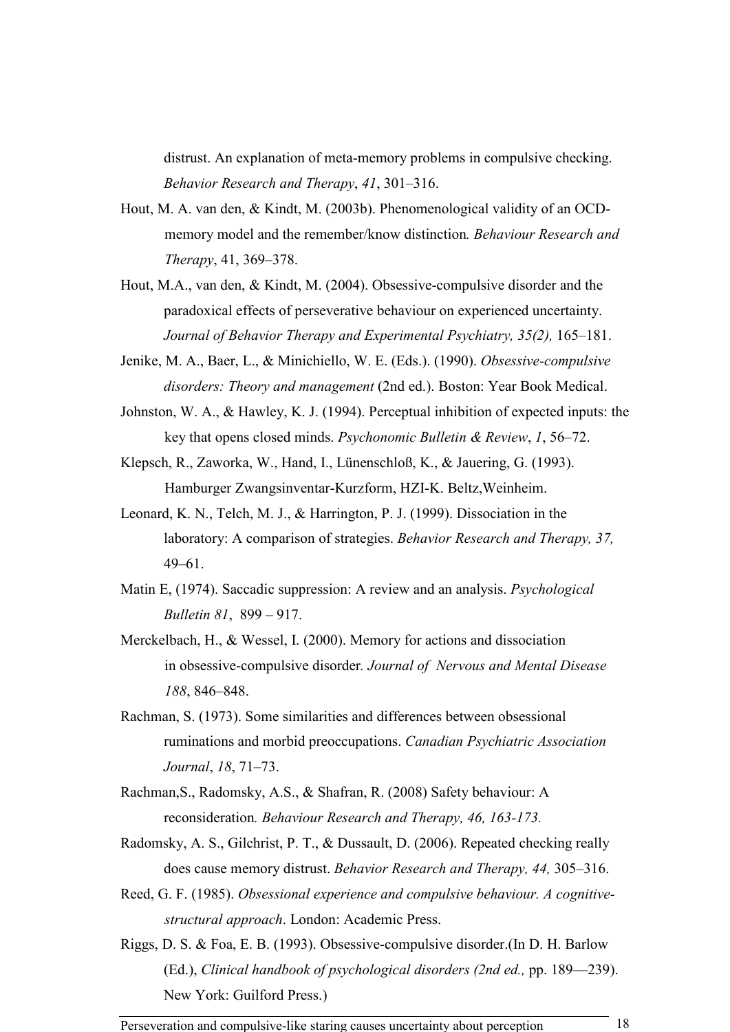distrust. An explanation of meta-memory problems in compulsive checking. *Behavior Research and Therapy*, *41*, 301–316.

Hout, M. A. van den, & Kindt, M. (2003b). Phenomenological validity of an OCD-memory model and the remember/know distinction*. Behaviour Research and Therapy*, 41, 369–378.

Hout, M.A., van den, & Kindt, M. (2004). Obsessive-compulsive disorder and the paradoxical effects of perseverative behaviour on experienced uncertainty. *Journal of Behavior Therapy and Experimental Psychiatry, 35(2),* 165–181.

Jenike, M. A., Baer, L., & Minichiello, W. E. (Eds.). (1990). *Obsessive-compulsive disorders: Theory and management* (2nd ed.). Boston: Year Book Medical.

Johnston, W. A., & Hawley, K. J. (1994). Perceptual inhibition of expected inputs: the key that opens closed minds. *Psychonomic Bulletin & Review*, *1*, 56–72.

Klepsch, R., Zaworka, W., Hand, I., Lünenschloß, K., & Jauering, G. (1993). Hamburger Zwangsinventar-Kurzform, HZI-K. Beltz,Weinheim.

Leonard, K. N., Telch, M. J., & Harrington, P. J. (1999). Dissociation in the laboratory: A comparison of strategies. *Behavior Research and Therapy, 37,* 49–61.

Matin E, (1974). Saccadic suppression: A review and an analysis. *Psychological Bulletin 81*, 899 – 917.

Merckelbach, H., & Wessel, I. (2000). Memory for actions and dissociation in obsessive-compulsive disorder*. Journal of Nervous and Mental Disease 188*, 846–848.

Rachman, S. (1973). Some similarities and differences between obsessional ruminations and morbid preoccupations. *Canadian Psychiatric Association Journal*, *18*, 71–73.

Rachman,S., Radomsky, A.S., & Shafran, R. (2008) Safety behaviour: A reconsideration*. Behaviour Research and Therapy, 46, 163-173.*

Radomsky, A. S., Gilchrist, P. T., & Dussault, D. (2006). Repeated checking really does cause memory distrust. *Behavior Research and Therapy, 44,* 305–316.

Reed, G. F. (1985). *Obsessional experience and compulsive behaviour. A cognitive-structural approach*. London: Academic Press.

Riggs, D. S. & Foa, E. B. (1993). Obsessive-compulsive disorder.(In D. H. Barlow (Ed.), *Clinical handbook of psychological disorders (2nd ed.,* pp. 189—239). New York: Guilford Press.)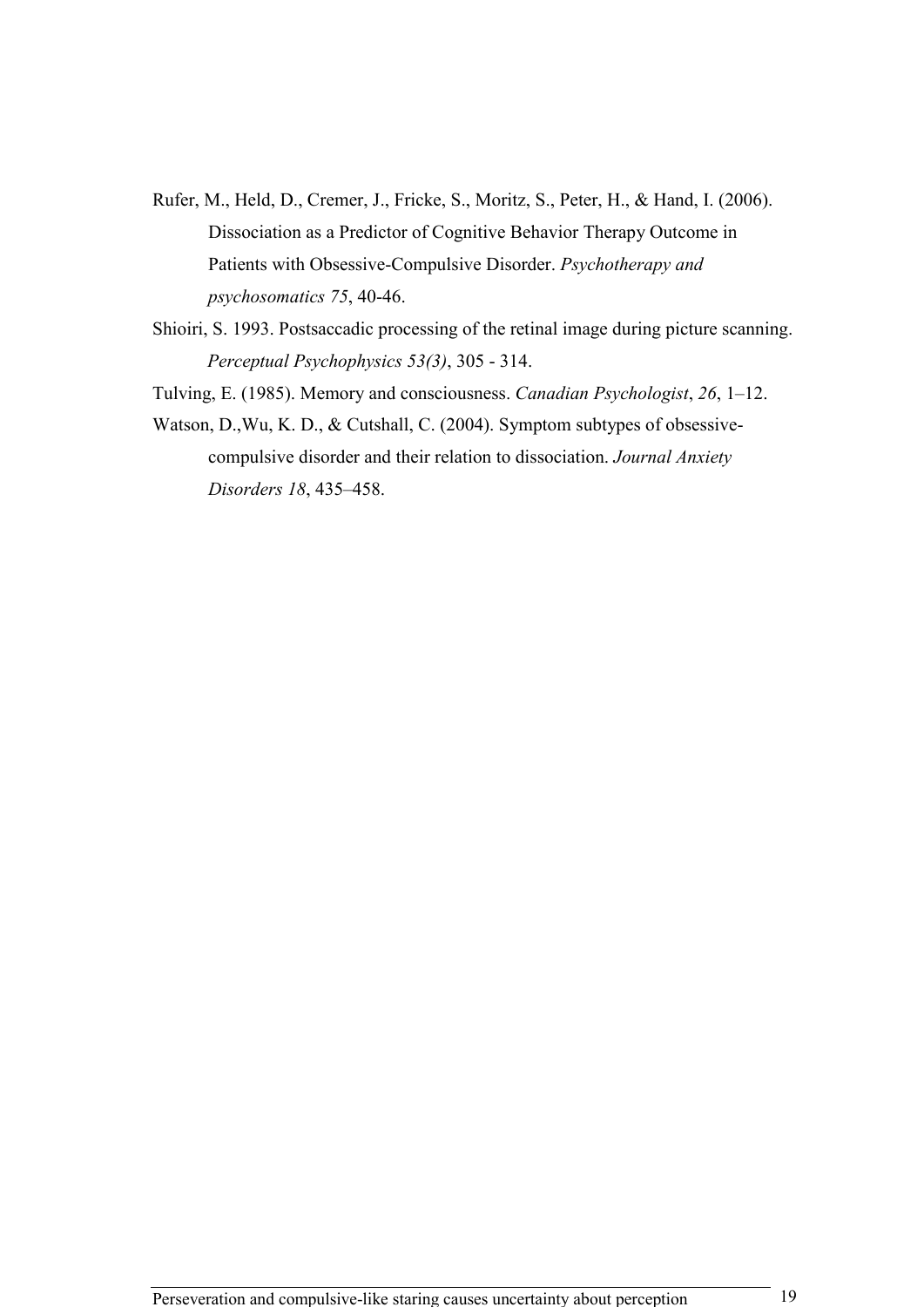Rufer, M., Held, D., Cremer, J., Fricke, S., Moritz, S., Peter, H., & Hand, I. (2006). Dissociation as a Predictor of Cognitive Behavior Therapy Outcome in Patients with Obsessive-Compulsive Disorder. *Psychotherapy and psychosomatics 75*, 40-46.

Shioiri, S. 1993. Postsaccadic processing of the retinal image during picture scanning. *Perceptual Psychophysics 53(3)*, 305 - 314.

Tulving, E. (1985). Memory and consciousness. *Canadian Psychologist*, *26*, 1–12.

Watson, D.,Wu, K. D., & Cutshall, C. (2004). Symptom subtypes of obsessive-compulsive disorder and their relation to dissociation. *Journal Anxiety Disorders 18*, 435–458.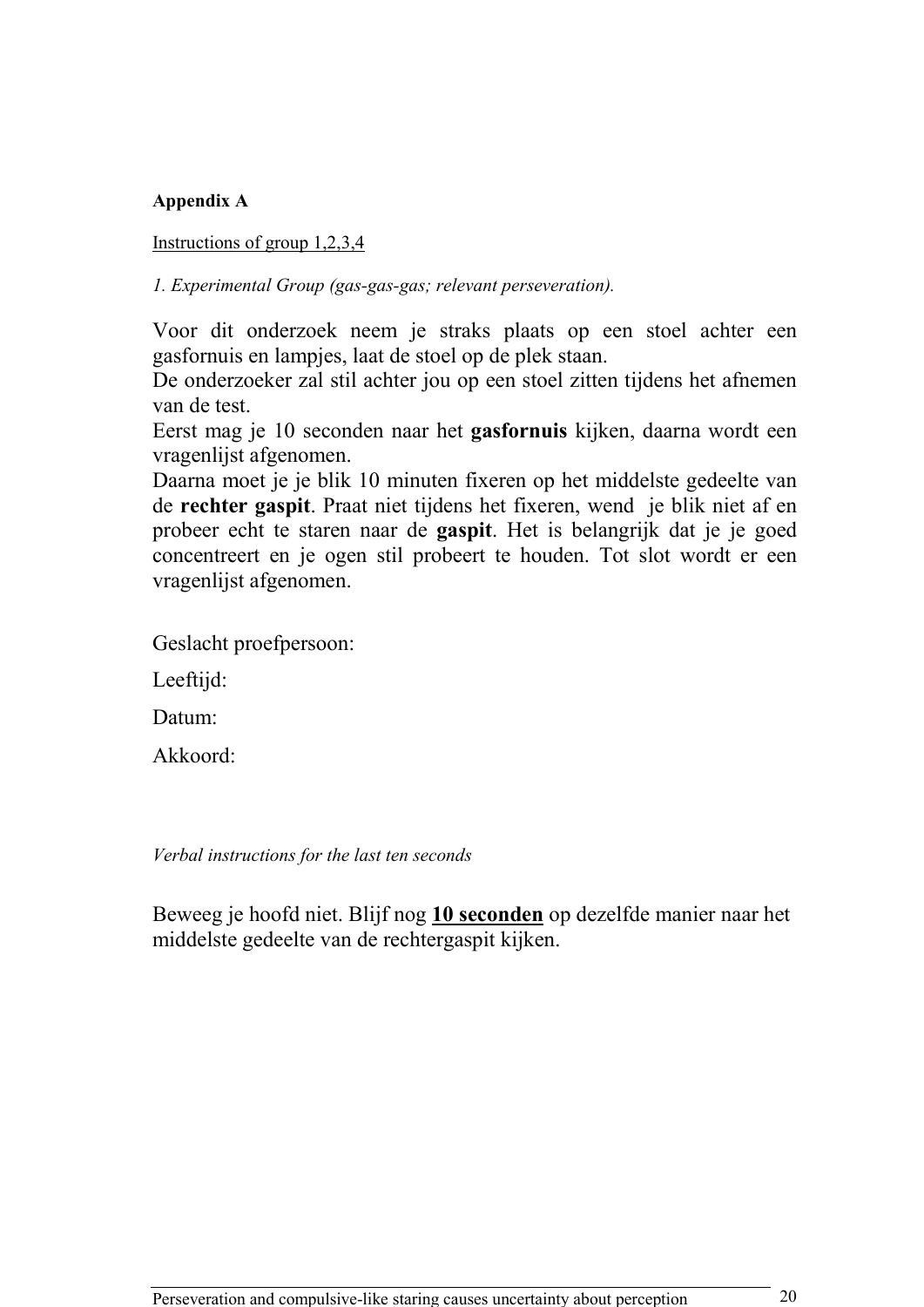**Appendix A**

Instructions of group 1,2,3,4

*1. Experimental Group (gas-gas-gas; relevant perseveration).*

Voor dit onderzoek neem je straks plaats op een stoel achter een gasfornuis en lampjes, laat de stoel op de plek staan.
De onderzoeker zal stil achter jou op een stoel zitten tijdens het afnemen van de test.
Eerst mag je 10 seconden naar het **gasfornuis** kijken, daarna wordt een vragenlijst afgenomen.
Daarna moet je je blik 10 minuten fixeren op het middelste gedeelte van de **rechter gaspit**. Praat niet tijdens het fixeren, wend je blik niet af en probeer echt te staren naar de **gaspit**. Het is belangrijk dat je je goed concentreert en je ogen stil probeert te houden. Tot slot wordt er een vragenlijst afgenomen.

Geslacht proefpersoon:

Leeftijd:

Datum:

Akkoord:

*Verbal instructions for the last ten seconds*

Beweeg je hoofd niet. Blijf nog **<u>10 seconden</u>** op dezelfde manier naar het middelste gedeelte van de rechtergaspit kijken.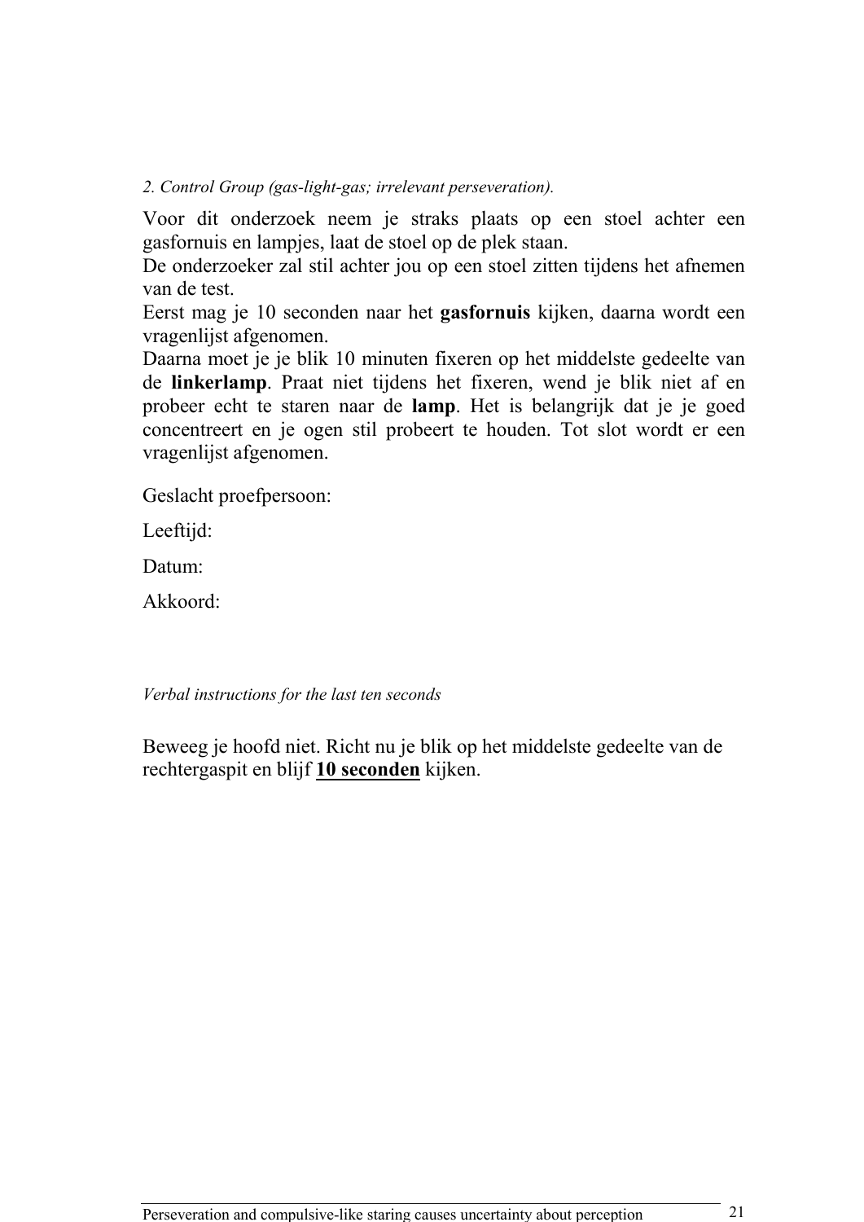*2. Control Group (gas-light-gas; irrelevant perseveration).*

Voor dit onderzoek neem je straks plaats op een stoel achter een gasfornuis en lampjes, laat de stoel op de plek staan.
De onderzoeker zal stil achter jou op een stoel zitten tijdens het afnemen van de test.
Eerst mag je 10 seconden naar het **gasfornuis** kijken, daarna wordt een vragenlijst afgenomen.
Daarna moet je je blik 10 minuten fixeren op het middelste gedeelte van de **linkerlamp**. Praat niet tijdens het fixeren, wend je blik niet af en probeer echt te staren naar de **lamp**. Het is belangrijk dat je je goed concentreert en je ogen stil probeert te houden. Tot slot wordt er een vragenlijst afgenomen.

Geslacht proefpersoon:

Leeftijd:

Datum:

Akkoord:

*Verbal instructions for the last ten seconds*

Beweeg je hoofd niet. Richt nu je blik op het middelste gedeelte van de rechtergaspit en blijf <u>**10 seconden**</u> kijken.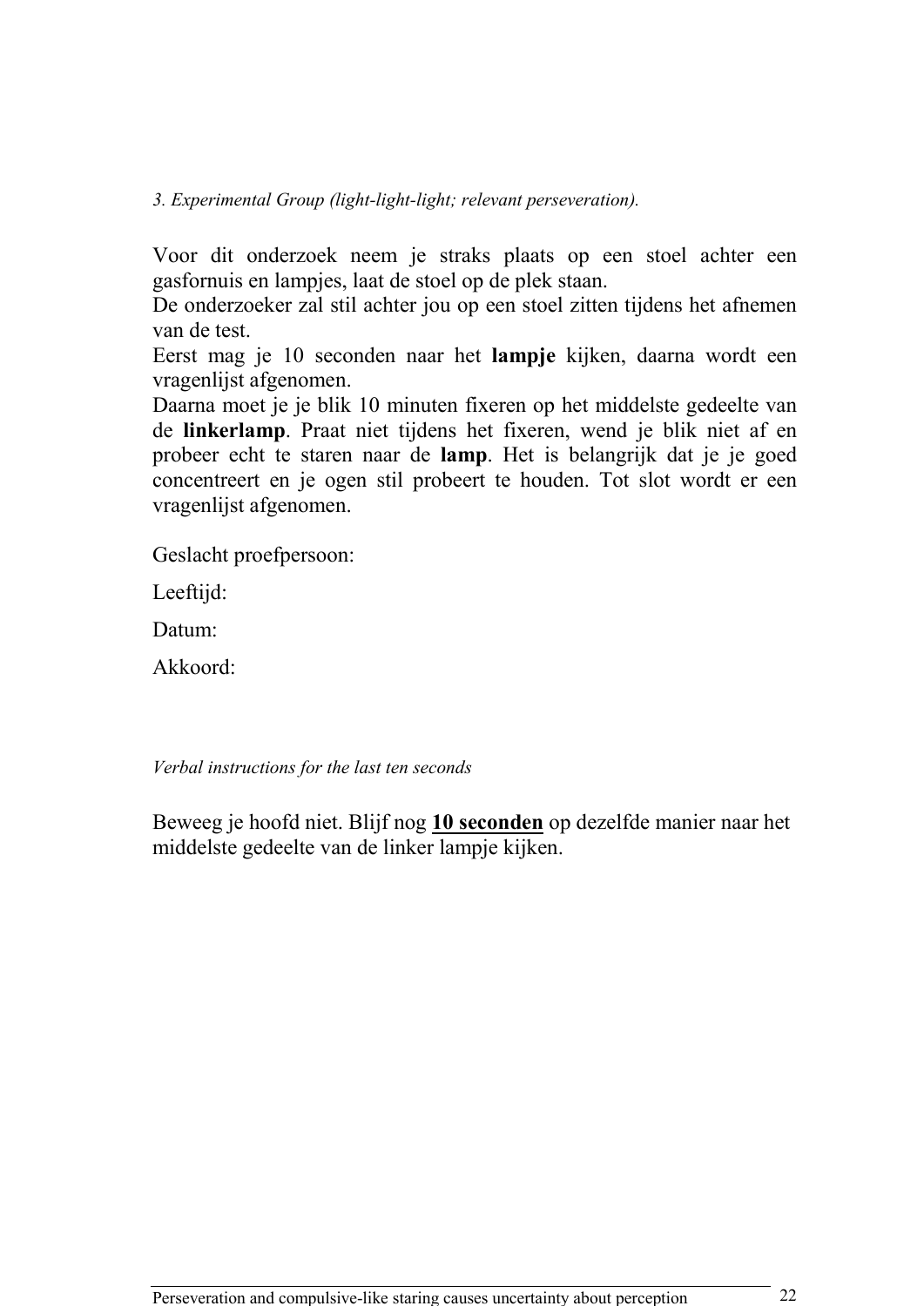*3. Experimental Group (light-light-light; relevant perseveration).*

Voor dit onderzoek neem je straks plaats op een stoel achter een gasfornuis en lampjes, laat de stoel op de plek staan.
De onderzoeker zal stil achter jou op een stoel zitten tijdens het afnemen van de test.
Eerst mag je 10 seconden naar het **lampje** kijken, daarna wordt een vragenlijst afgenomen.
Daarna moet je je blik 10 minuten fixeren op het middelste gedeelte van de **linkerlamp**. Praat niet tijdens het fixeren, wend je blik niet af en probeer echt te staren naar de **lamp**. Het is belangrijk dat je je goed concentreert en je ogen stil probeert te houden. Tot slot wordt er een vragenlijst afgenomen.

Geslacht proefpersoon:

Leeftijd:

Datum:

Akkoord:

*Verbal instructions for the last ten seconds*

Beweeg je hoofd niet. Blijf nog **<u>10 seconden</u>** op dezelfde manier naar het middelste gedeelte van de linker lampje kijken.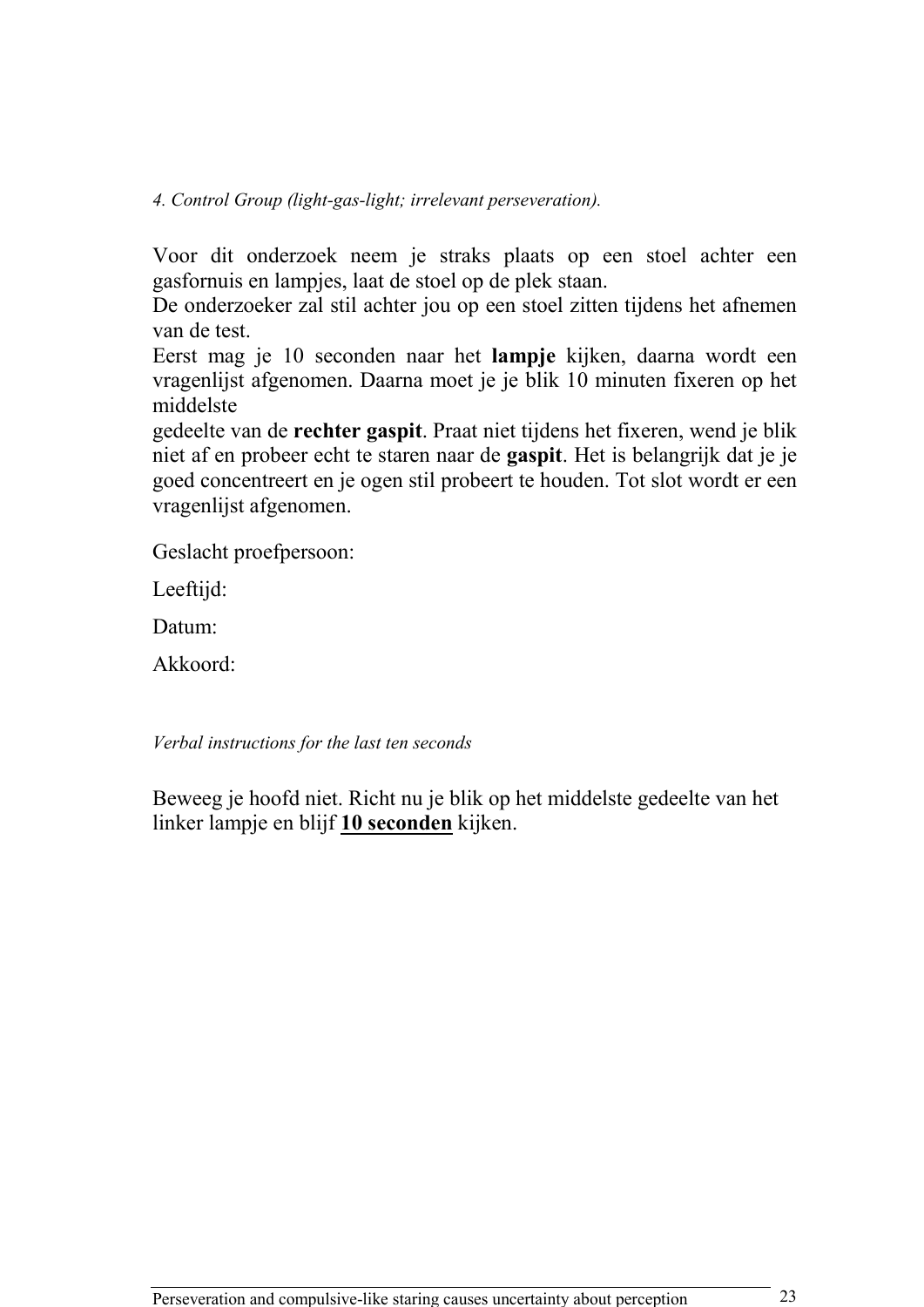*4. Control Group (light-gas-light; irrelevant perseveration).*

Voor dit onderzoek neem je straks plaats op een stoel achter een gasfornuis en lampjes, laat de stoel op de plek staan.
De onderzoeker zal stil achter jou op een stoel zitten tijdens het afnemen van de test.
Eerst mag je 10 seconden naar het **lampje** kijken, daarna wordt een vragenlijst afgenomen. Daarna moet je je blik 10 minuten fixeren op het middelste
gedeelte van de **rechter gaspit**. Praat niet tijdens het fixeren, wend je blik niet af en probeer echt te staren naar de **gaspit**. Het is belangrijk dat je je goed concentreert en je ogen stil probeert te houden. Tot slot wordt er een vragenlijst afgenomen.

Geslacht proefpersoon:

Leeftijd:

Datum:

Akkoord:

*Verbal instructions for the last ten seconds*

Beweeg je hoofd niet. Richt nu je blik op het middelste gedeelte van het linker lampje en blijf **10 seconden** kijken.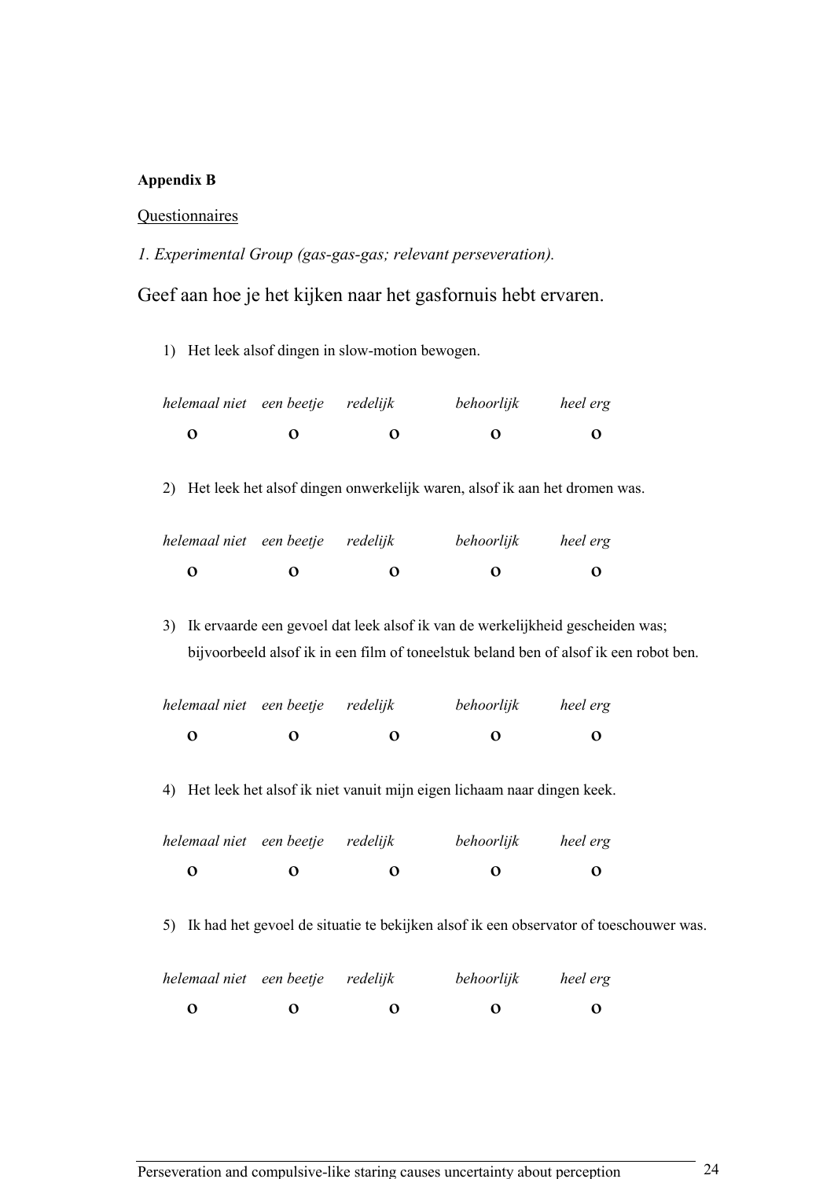**Appendix B**

Questionnaires

*1. Experimental Group (gas-gas-gas; relevant perseveration).*

Geef aan hoe je het kijken naar het gasfornuis hebt ervaren.

1) Het leek alsof dingen in slow-motion bewogen.

| *helemaal niet* | *een beetje* | *redelijk* | *behoorlijk* | *heel erg* |
|---|---|---|---|---|
| **o** | **o** | **o** | **o** | **o** |

2) Het leek het alsof dingen onwerkelijk waren, alsof ik aan het dromen was.

| *helemaal niet* | *een beetje* | *redelijk* | *behoorlijk* | *heel erg* |
|---|---|---|---|---|
| **o** | **o** | **o** | **o** | **o** |

3) Ik ervaarde een gevoel dat leek alsof ik van de werkelijkheid gescheiden was; bijvoorbeeld alsof ik in een film of toneelstuk beland ben of alsof ik een robot ben.

| *helemaal niet* | *een beetje* | *redelijk* | *behoorlijk* | *heel erg* |
|---|---|---|---|---|
| **o** | **o** | **o** | **o** | **o** |

4) Het leek het alsof ik niet vanuit mijn eigen lichaam naar dingen keek.

| *helemaal niet* | *een beetje* | *redelijk* | *behoorlijk* | *heel erg* |
|---|---|---|---|---|
| **o** | **o** | **o** | **o** | **o** |

5) Ik had het gevoel de situatie te bekijken alsof ik een observator of toeschouwer was.

| *helemaal niet* | *een beetje* | *redelijk* | *behoorlijk* | *heel erg* |
|---|---|---|---|---|
| **o** | **o** | **o** | **o** | **o** |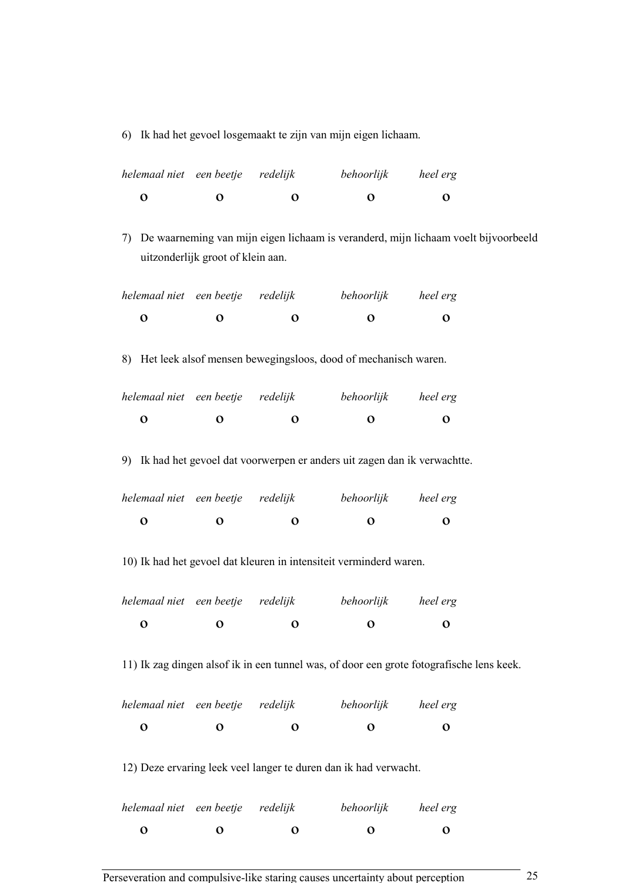6) Ik had het gevoel losgemaakt te zijn van mijn eigen lichaam.

| *helemaal niet* | *een beetje* | *redelijk* | *behoorlijk* | *heel erg* |
|---|---|---|---|---|
| **o** | **o** | **o** | **o** | **o** |

7) De waarneming van mijn eigen lichaam is veranderd, mijn lichaam voelt bijvoorbeeld uitzonderlijk groot of klein aan.

| *helemaal niet* | *een beetje* | *redelijk* | *behoorlijk* | *heel erg* |
|---|---|---|---|---|
| **o** | **o** | **o** | **o** | **o** |

8) Het leek alsof mensen bewegingsloos, dood of mechanisch waren.

| *helemaal niet* | *een beetje* | *redelijk* | *behoorlijk* | *heel erg* |
|---|---|---|---|---|
| **o** | **o** | **o** | **o** | **o** |

9) Ik had het gevoel dat voorwerpen er anders uit zagen dan ik verwachtte.

| *helemaal niet* | *een beetje* | *redelijk* | *behoorlijk* | *heel erg* |
|---|---|---|---|---|
| **o** | **o** | **o** | **o** | **o** |

10) Ik had het gevoel dat kleuren in intensiteit verminderd waren.

| *helemaal niet* | *een beetje* | *redelijk* | *behoorlijk* | *heel erg* |
|---|---|---|---|---|
| **o** | **o** | **o** | **o** | **o** |

11) Ik zag dingen alsof ik in een tunnel was, of door een grote fotografische lens keek.

| *helemaal niet* | *een beetje* | *redelijk* | *behoorlijk* | *heel erg* |
|---|---|---|---|---|
| **o** | **o** | **o** | **o** | **o** |

12) Deze ervaring leek veel langer te duren dan ik had verwacht.

| *helemaal niet* | *een beetje* | *redelijk* | *behoorlijk* | *heel erg* |
|---|---|---|---|---|
| **o** | **o** | **o** | **o** | **o** |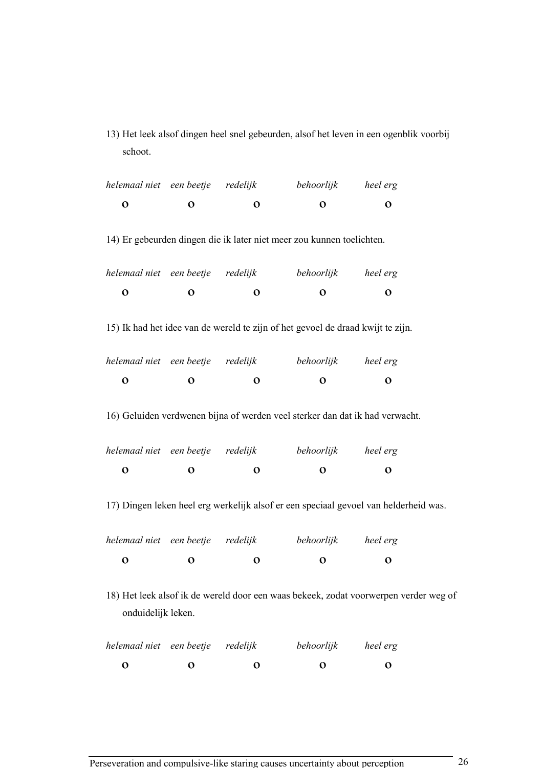13) Het leek alsof dingen heel snel gebeurden, alsof het leven in een ogenblik voorbij schoot.

| *helemaal niet* | *een beetje* | *redelijk* | *behoorlijk* | *heel erg* |
|---|---|---|---|---|
| **o** | **o** | **o** | **o** | **o** |

14) Er gebeurden dingen die ik later niet meer zou kunnen toelichten.

| *helemaal niet* | *een beetje* | *redelijk* | *behoorlijk* | *heel erg* |
|---|---|---|---|---|
| **o** | **o** | **o** | **o** | **o** |

15) Ik had het idee van de wereld te zijn of het gevoel de draad kwijt te zijn.

| *helemaal niet* | *een beetje* | *redelijk* | *behoorlijk* | *heel erg* |
|---|---|---|---|---|
| **o** | **o** | **o** | **o** | **o** |

16) Geluiden verdwenen bijna of werden veel sterker dan dat ik had verwacht.

| *helemaal niet* | *een beetje* | *redelijk* | *behoorlijk* | *heel erg* |
|---|---|---|---|---|
| **o** | **o** | **o** | **o** | **o** |

17) Dingen leken heel erg werkelijk alsof er een speciaal gevoel van helderheid was.

| *helemaal niet* | *een beetje* | *redelijk* | *behoorlijk* | *heel erg* |
|---|---|---|---|---|
| **o** | **o** | **o** | **o** | **o** |

18) Het leek alsof ik de wereld door een waas bekeek, zodat voorwerpen verder weg of onduidelijk leken.

| *helemaal niet* | *een beetje* | *redelijk* | *behoorlijk* | *heel erg* |
|---|---|---|---|---|
| **o** | **o** | **o** | **o** | **o** |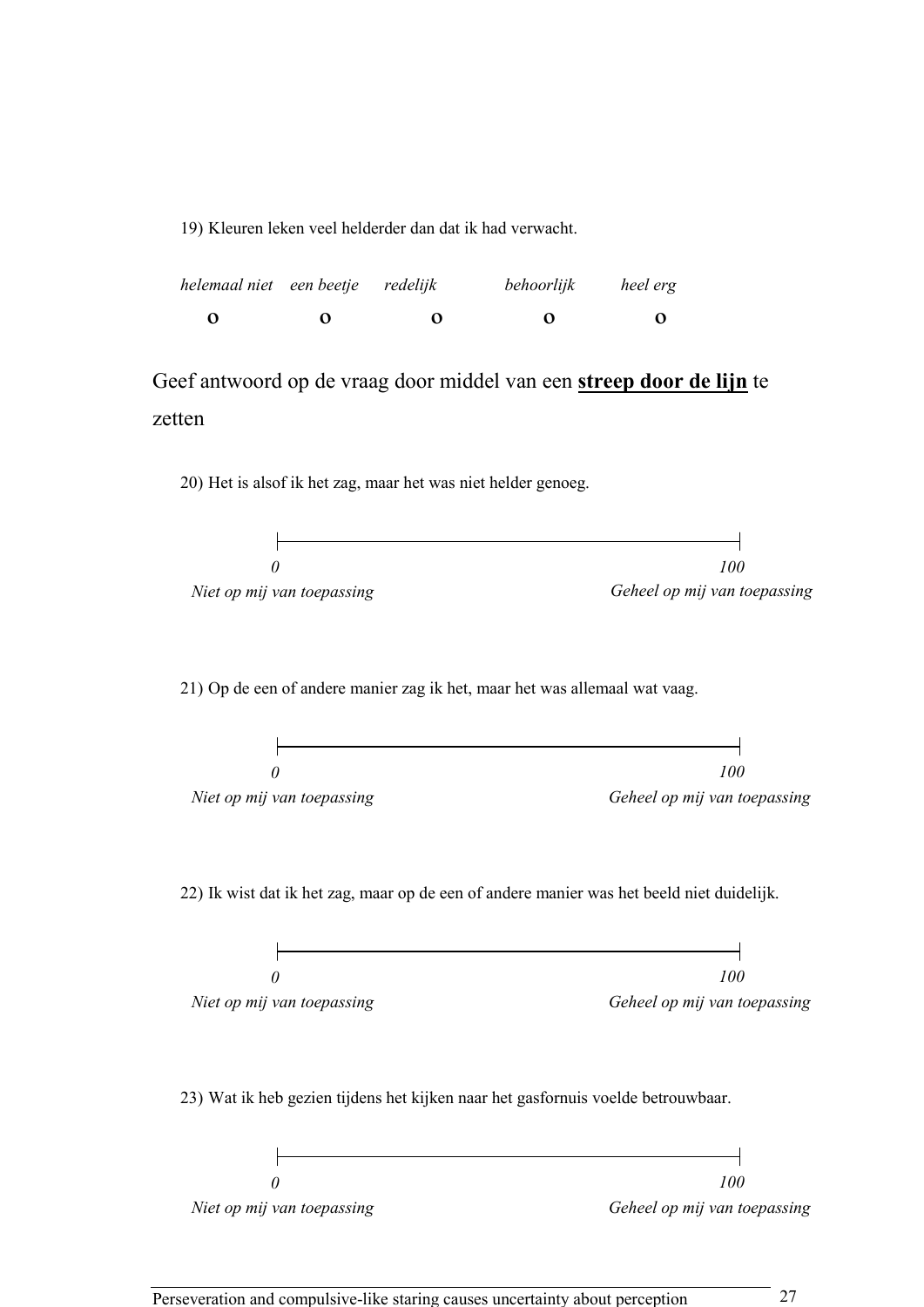19) Kleuren leken veel helderder dan dat ik had verwacht.

| *helemaal niet* | *een beetje* | *redelijk* | *behoorlijk* | *heel erg* |
|---|---|---|---|---|
| o | o | o | o | o |

Geef antwoord op de vraag door middel van een **streep door de lijn** te zetten

20) Het is alsof ik het zag, maar het was niet helder genoeg.

*0* ———————————————————— *100*

*Niet op mij van toepassing* | *Geheel op mij van toepassing*

21) Op de een of andere manier zag ik het, maar het was allemaal wat vaag.

*0* ———————————————————— *100*

*Niet op mij van toepassing* | *Geheel op mij van toepassing*

22) Ik wist dat ik het zag, maar op de een of andere manier was het beeld niet duidelijk.

*0* ———————————————————— *100*

*Niet op mij van toepassing* | *Geheel op mij van toepassing*

23) Wat ik heb gezien tijdens het kijken naar het gasfornuis voelde betrouwbaar.

*0* ———————————————————— *100*

*Niet op mij van toepassing* | *Geheel op mij van toepassing*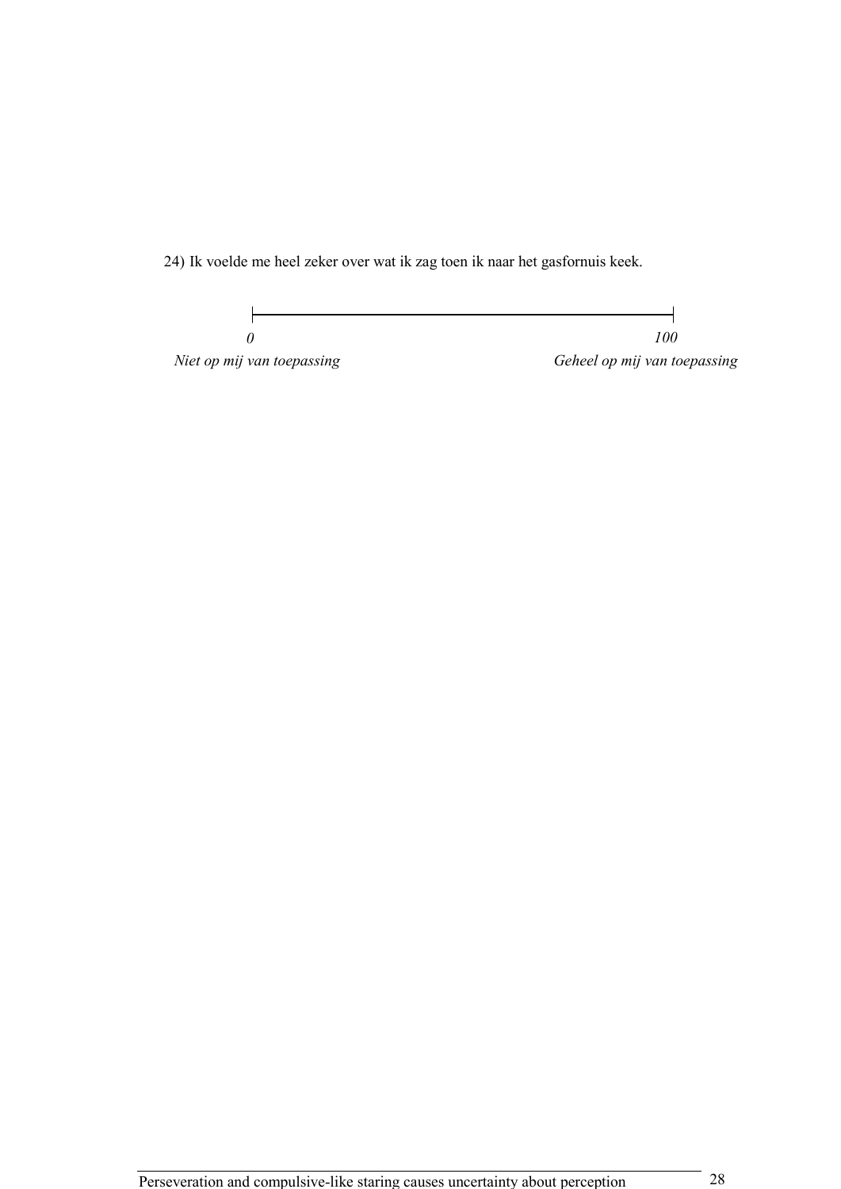24) Ik voelde me heel zeker over wat ik zag toen ik naar het gasfornuis keek.

*0* ———————————————————————— *100*

*Niet op mij van toepassing* | *Geheel op mij van toepassing*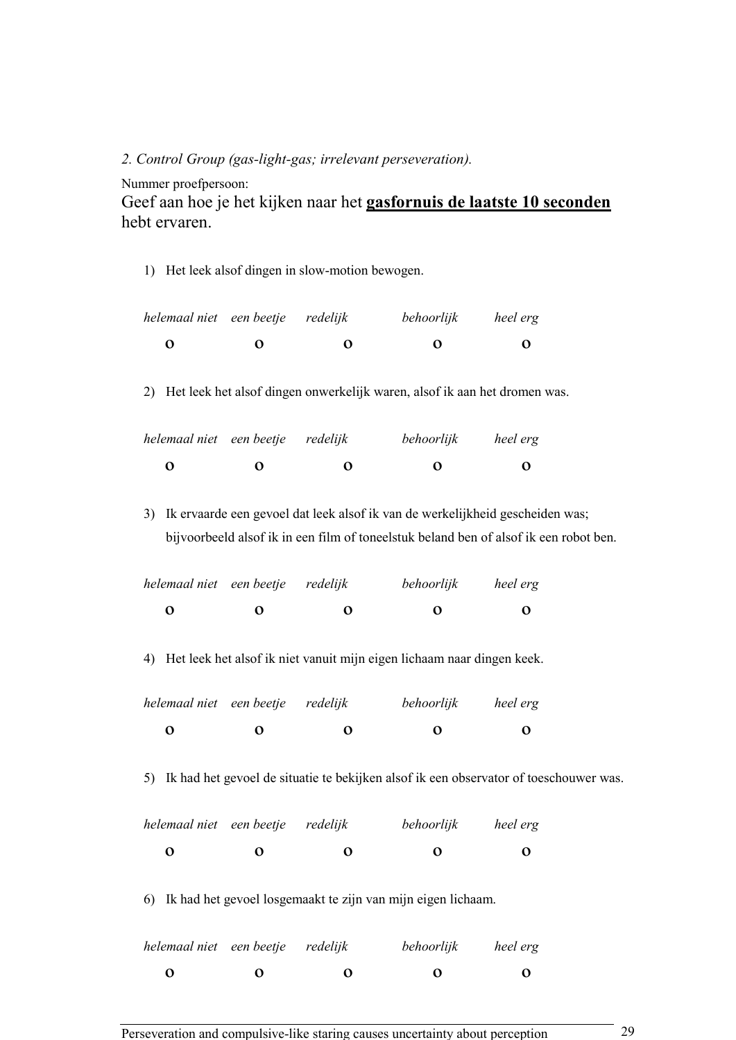*2. Control Group (gas-light-gas; irrelevant perseveration).*

Nummer proefpersoon:

Geef aan hoe je het kijken naar het **gasfornuis de laatste 10 seconden** hebt ervaren.

1) Het leek alsof dingen in slow-motion bewogen.

| *helemaal niet* | *een beetje* | *redelijk* | *behoorlijk* | *heel erg* |
|---|---|---|---|---|
| o | o | o | o | o |

2) Het leek het alsof dingen onwerkelijk waren, alsof ik aan het dromen was.

| *helemaal niet* | *een beetje* | *redelijk* | *behoorlijk* | *heel erg* |
|---|---|---|---|---|
| o | o | o | o | o |

3) Ik ervaarde een gevoel dat leek alsof ik van de werkelijkheid gescheiden was; bijvoorbeeld alsof ik in een film of toneelstuk beland ben of alsof ik een robot ben.

| *helemaal niet* | *een beetje* | *redelijk* | *behoorlijk* | *heel erg* |
|---|---|---|---|---|
| o | o | o | o | o |

4) Het leek het alsof ik niet vanuit mijn eigen lichaam naar dingen keek.

| *helemaal niet* | *een beetje* | *redelijk* | *behoorlijk* | *heel erg* |
|---|---|---|---|---|
| o | o | o | o | o |

5) Ik had het gevoel de situatie te bekijken alsof ik een observator of toeschouwer was.

| *helemaal niet* | *een beetje* | *redelijk* | *behoorlijk* | *heel erg* |
|---|---|---|---|---|
| o | o | o | o | o |

6) Ik had het gevoel losgemaakt te zijn van mijn eigen lichaam.

| *helemaal niet* | *een beetje* | *redelijk* | *behoorlijk* | *heel erg* |
|---|---|---|---|---|
| o | o | o | o | o |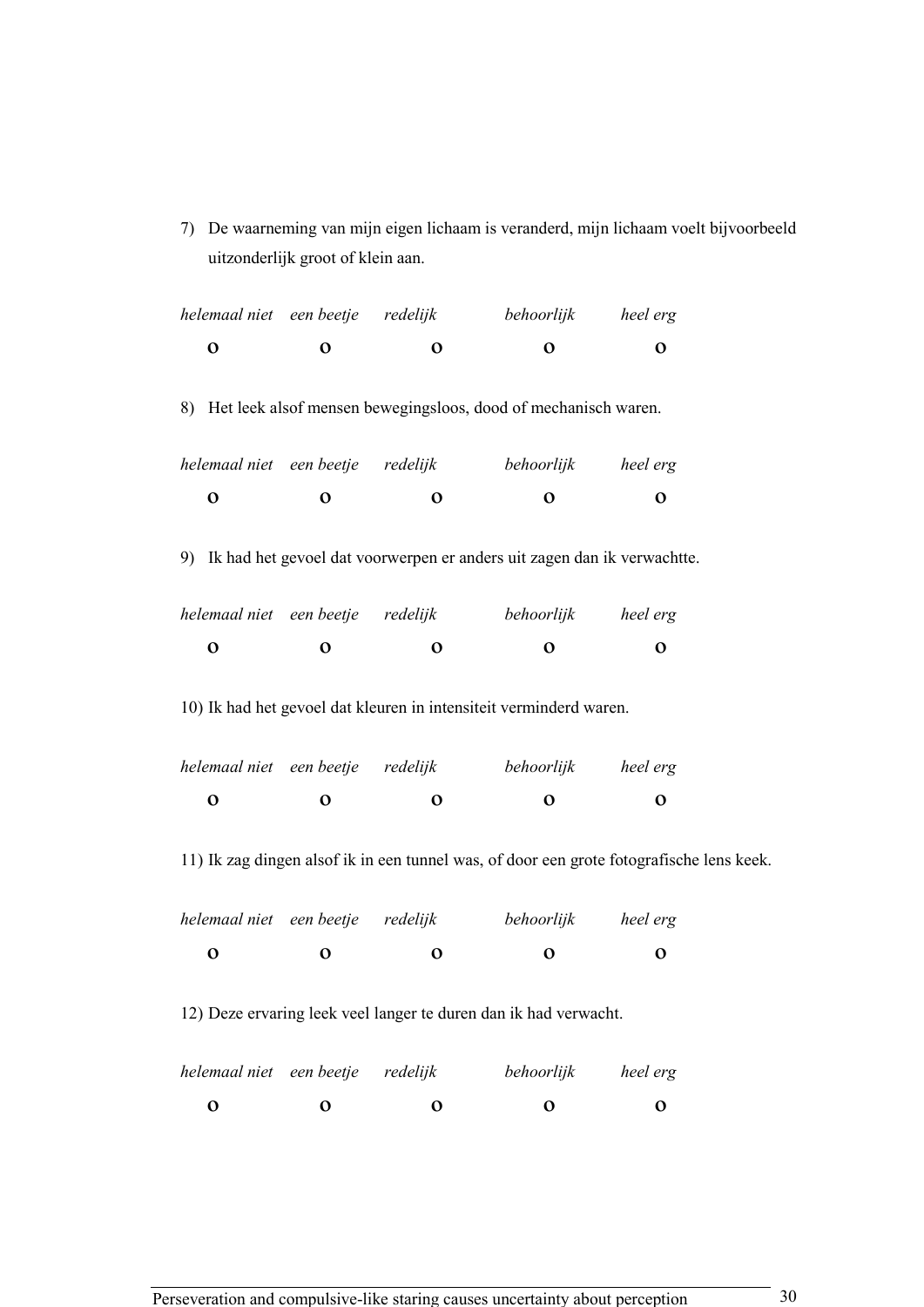7) De waarneming van mijn eigen lichaam is veranderd, mijn lichaam voelt bijvoorbeeld uitzonderlijk groot of klein aan.

| *helemaal niet* | *een beetje* | *redelijk* | *behoorlijk* | *heel erg* |
|---|---|---|---|---|
| **O** | **O** | **O** | **O** | **O** |

8) Het leek alsof mensen bewegingsloos, dood of mechanisch waren.

| *helemaal niet* | *een beetje* | *redelijk* | *behoorlijk* | *heel erg* |
|---|---|---|---|---|
| **O** | **O** | **O** | **O** | **O** |

9) Ik had het gevoel dat voorwerpen er anders uit zagen dan ik verwachtte.

| *helemaal niet* | *een beetje* | *redelijk* | *behoorlijk* | *heel erg* |
|---|---|---|---|---|
| **O** | **O** | **O** | **O** | **O** |

10) Ik had het gevoel dat kleuren in intensiteit verminderd waren.

| *helemaal niet* | *een beetje* | *redelijk* | *behoorlijk* | *heel erg* |
|---|---|---|---|---|
| **O** | **O** | **O** | **O** | **O** |

11) Ik zag dingen alsof ik in een tunnel was, of door een grote fotografische lens keek.

| *helemaal niet* | *een beetje* | *redelijk* | *behoorlijk* | *heel erg* |
|---|---|---|---|---|
| **O** | **O** | **O** | **O** | **O** |

12) Deze ervaring leek veel langer te duren dan ik had verwacht.

| *helemaal niet* | *een beetje* | *redelijk* | *behoorlijk* | *heel erg* |
|---|---|---|---|---|
| **O** | **O** | **O** | **O** | **O** |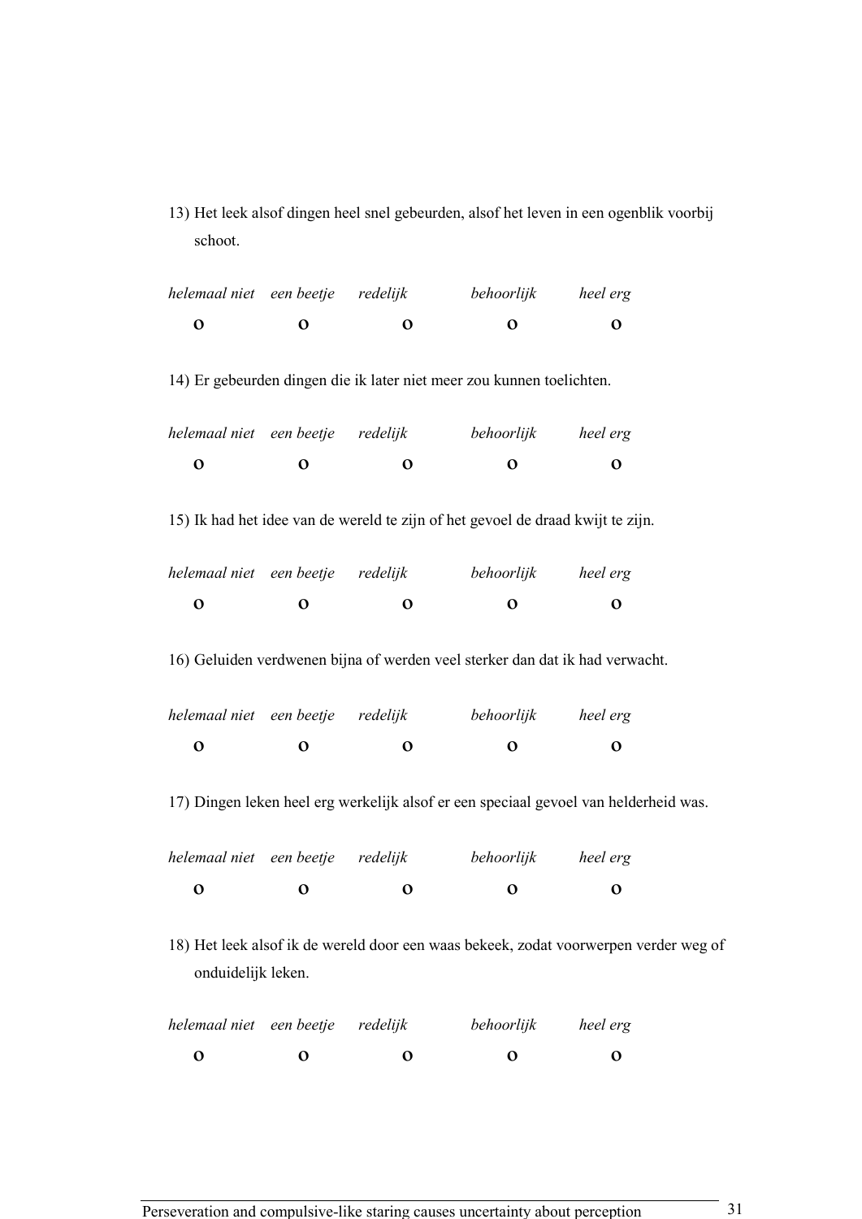13) Het leek alsof dingen heel snel gebeurden, alsof het leven in een ogenblik voorbij schoot.

| *helemaal niet* | *een beetje* | *redelijk* | *behoorlijk* | *heel erg* |
|---|---|---|---|---|
| **O** | **O** | **O** | **O** | **O** |

14) Er gebeurden dingen die ik later niet meer zou kunnen toelichten.

| *helemaal niet* | *een beetje* | *redelijk* | *behoorlijk* | *heel erg* |
|---|---|---|---|---|
| **O** | **O** | **O** | **O** | **O** |

15) Ik had het idee van de wereld te zijn of het gevoel de draad kwijt te zijn.

| *helemaal niet* | *een beetje* | *redelijk* | *behoorlijk* | *heel erg* |
|---|---|---|---|---|
| **O** | **O** | **O** | **O** | **O** |

16) Geluiden verdwenen bijna of werden veel sterker dan dat ik had verwacht.

| *helemaal niet* | *een beetje* | *redelijk* | *behoorlijk* | *heel erg* |
|---|---|---|---|---|
| **O** | **O** | **O** | **O** | **O** |

17) Dingen leken heel erg werkelijk alsof er een speciaal gevoel van helderheid was.

| *helemaal niet* | *een beetje* | *redelijk* | *behoorlijk* | *heel erg* |
|---|---|---|---|---|
| **O** | **O** | **O** | **O** | **O** |

18) Het leek alsof ik de wereld door een waas bekeek, zodat voorwerpen verder weg of onduidelijk leken.

| *helemaal niet* | *een beetje* | *redelijk* | *behoorlijk* | *heel erg* |
|---|---|---|---|---|
| **O** | **O** | **O** | **O** | **O** |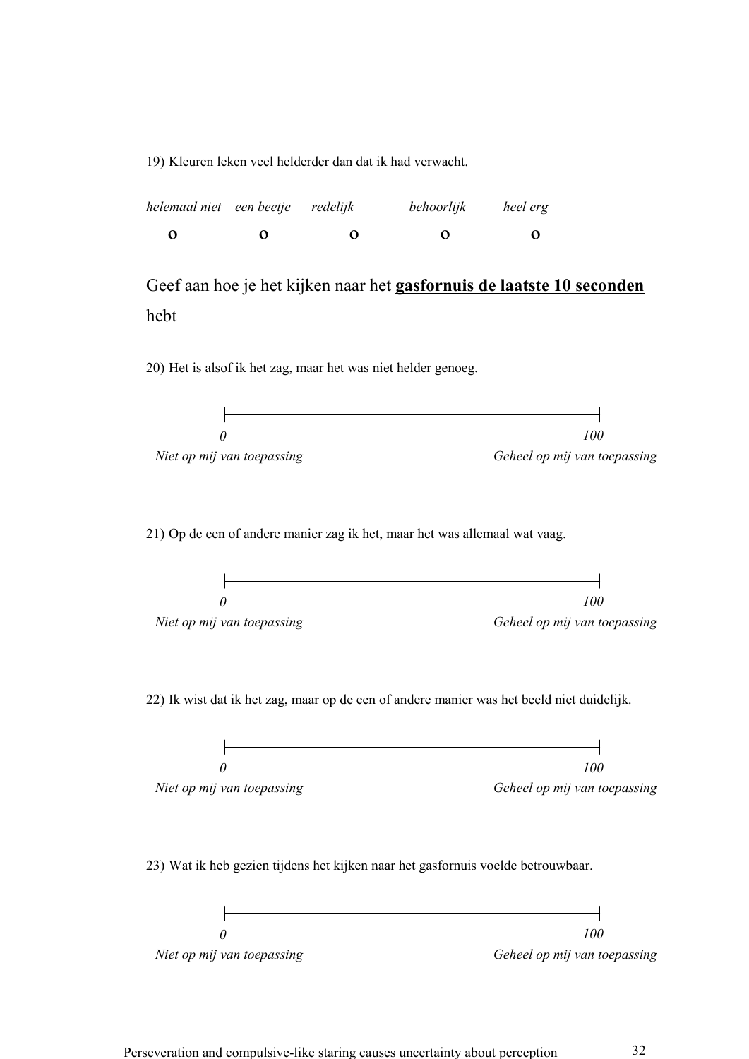19) Kleuren leken veel helderder dan dat ik had verwacht.

| *helemaal niet* | *een beetje* | *redelijk* | *behoorlijk* | *heel erg* |
|---|---|---|---|---|
| **o** | **o** | **o** | **o** | **o** |

Geef aan hoe je het kijken naar het **gasfornuis de laatste 10 seconden** hebt

20) Het is alsof ik het zag, maar het was niet helder genoeg.

*0* — *100*

*Niet op mij van toepassing* — *Geheel op mij van toepassing*

21) Op de een of andere manier zag ik het, maar het was allemaal wat vaag.

*0* — *100*

*Niet op mij van toepassing* — *Geheel op mij van toepassing*

22) Ik wist dat ik het zag, maar op de een of andere manier was het beeld niet duidelijk.

*0* — *100*

*Niet op mij van toepassing* — *Geheel op mij van toepassing*

23) Wat ik heb gezien tijdens het kijken naar het gasfornuis voelde betrouwbaar.

*0* — *100*

*Niet op mij van toepassing* — *Geheel op mij van toepassing*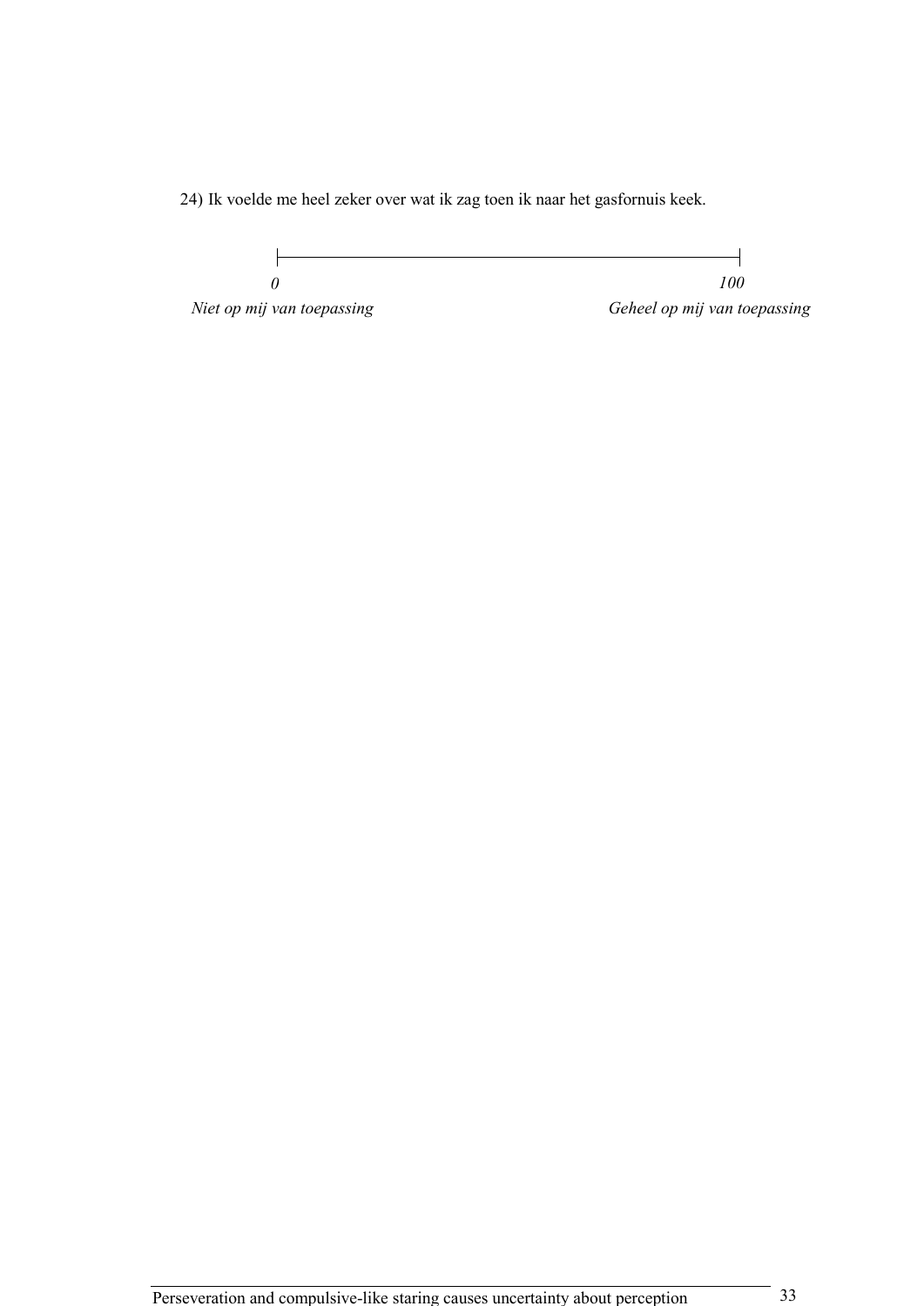24) Ik voelde me heel zeker over wat ik zag toen ik naar het gasfornuis keek.

|—————————————————————————|

*0* *100*

*Niet op mij van toepassing* *Geheel op mij van toepassing*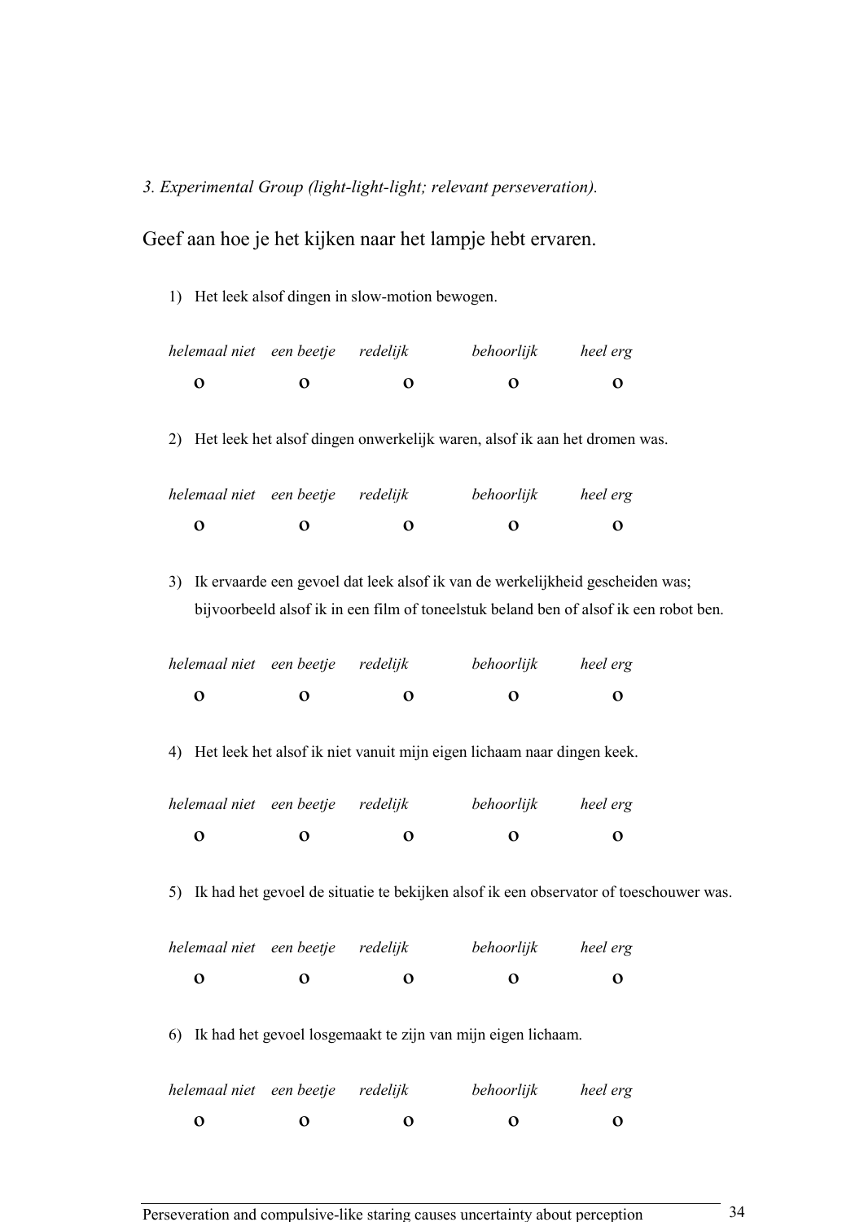*3. Experimental Group (light-light-light; relevant perseveration).*

Geef aan hoe je het kijken naar het lampje hebt ervaren.

1) Het leek alsof dingen in slow-motion bewogen.

| *helemaal niet* | *een beetje* | *redelijk* | *behoorlijk* | *heel erg* |
|---|---|---|---|---|
| o | o | o | o | o |

2) Het leek het alsof dingen onwerkelijk waren, alsof ik aan het dromen was.

| *helemaal niet* | *een beetje* | *redelijk* | *behoorlijk* | *heel erg* |
|---|---|---|---|---|
| o | o | o | o | o |

3) Ik ervaarde een gevoel dat leek alsof ik van de werkelijkheid gescheiden was; bijvoorbeeld alsof ik in een film of toneelstuk beland ben of alsof ik een robot ben.

| *helemaal niet* | *een beetje* | *redelijk* | *behoorlijk* | *heel erg* |
|---|---|---|---|---|
| o | o | o | o | o |

4) Het leek het alsof ik niet vanuit mijn eigen lichaam naar dingen keek.

| *helemaal niet* | *een beetje* | *redelijk* | *behoorlijk* | *heel erg* |
|---|---|---|---|---|
| o | o | o | o | o |

5) Ik had het gevoel de situatie te bekijken alsof ik een observator of toeschouwer was.

| *helemaal niet* | *een beetje* | *redelijk* | *behoorlijk* | *heel erg* |
|---|---|---|---|---|
| o | o | o | o | o |

6) Ik had het gevoel losgemaakt te zijn van mijn eigen lichaam.

| *helemaal niet* | *een beetje* | *redelijk* | *behoorlijk* | *heel erg* |
|---|---|---|---|---|
| o | o | o | o | o |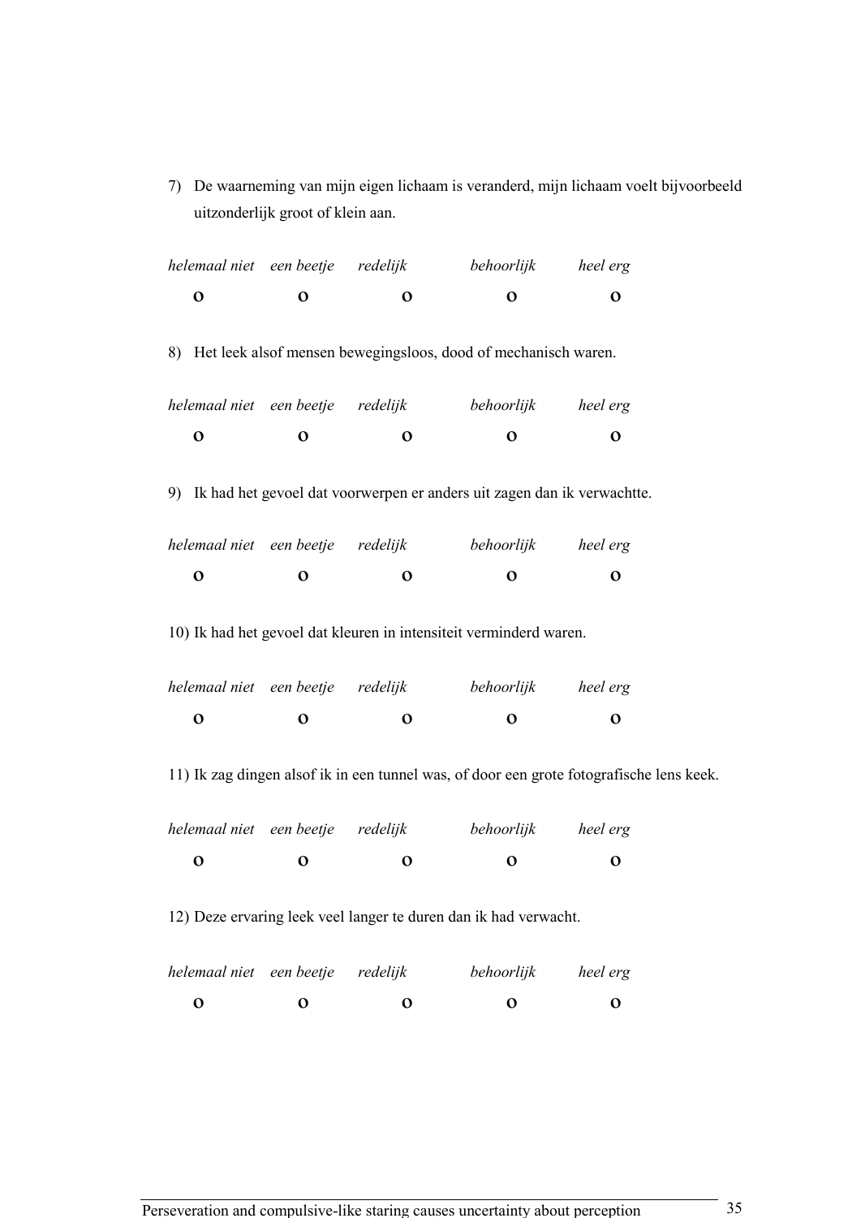7) De waarneming van mijn eigen lichaam is veranderd, mijn lichaam voelt bijvoorbeeld uitzonderlijk groot of klein aan.

| *helemaal niet* | *een beetje* | *redelijk* | *behoorlijk* | *heel erg* |
|---|---|---|---|---|
| o | o | o | o | o |

8) Het leek alsof mensen bewegingsloos, dood of mechanisch waren.

| *helemaal niet* | *een beetje* | *redelijk* | *behoorlijk* | *heel erg* |
|---|---|---|---|---|
| o | o | o | o | o |

9) Ik had het gevoel dat voorwerpen er anders uit zagen dan ik verwachtte.

| *helemaal niet* | *een beetje* | *redelijk* | *behoorlijk* | *heel erg* |
|---|---|---|---|---|
| o | o | o | o | o |

10) Ik had het gevoel dat kleuren in intensiteit verminderd waren.

| *helemaal niet* | *een beetje* | *redelijk* | *behoorlijk* | *heel erg* |
|---|---|---|---|---|
| o | o | o | o | o |

11) Ik zag dingen alsof ik in een tunnel was, of door een grote fotografische lens keek.

| *helemaal niet* | *een beetje* | *redelijk* | *behoorlijk* | *heel erg* |
|---|---|---|---|---|
| o | o | o | o | o |

12) Deze ervaring leek veel langer te duren dan ik had verwacht.

| *helemaal niet* | *een beetje* | *redelijk* | *behoorlijk* | *heel erg* |
|---|---|---|---|---|
| o | o | o | o | o |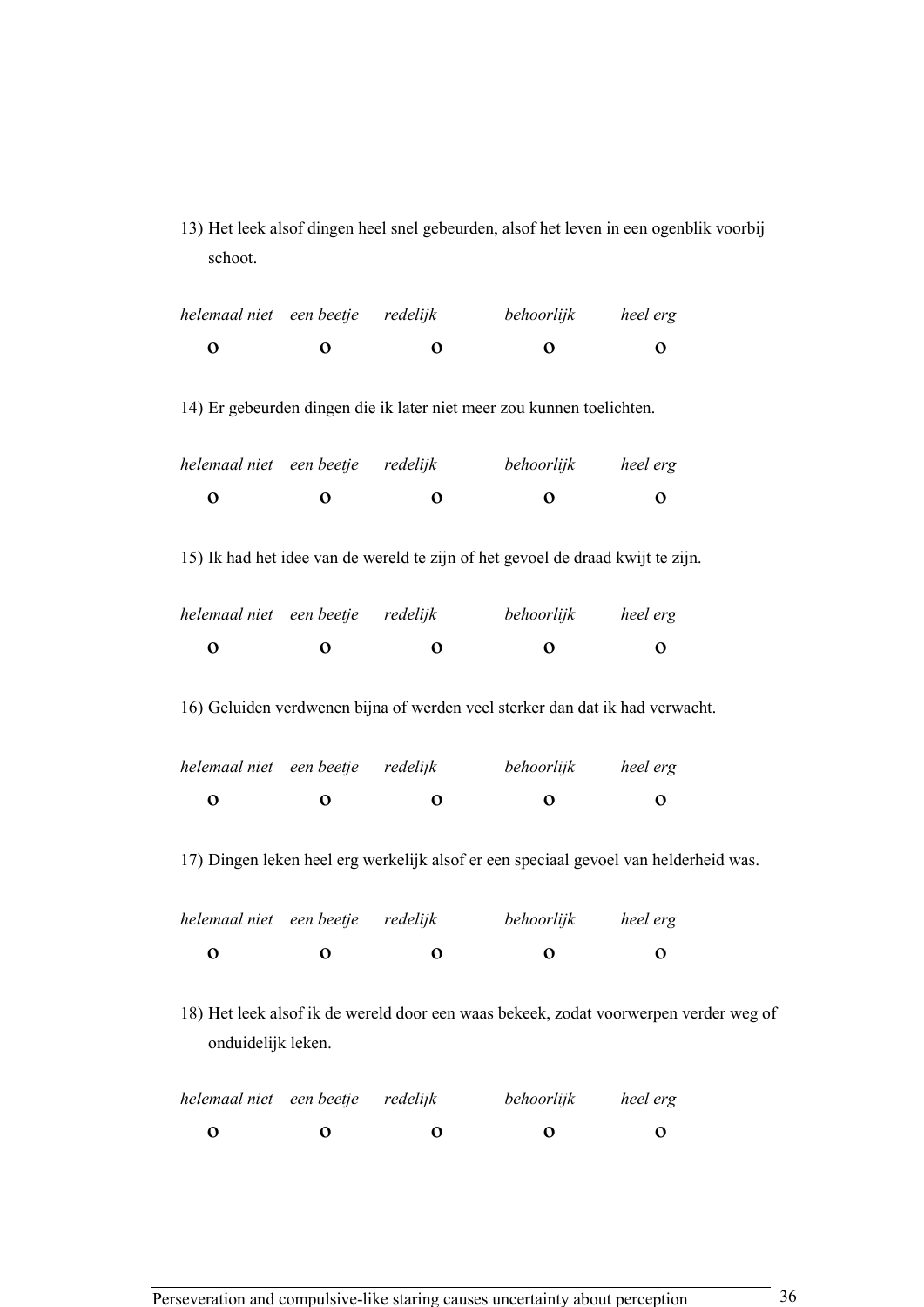13) Het leek alsof dingen heel snel gebeurden, alsof het leven in een ogenblik voorbij schoot.

| *helemaal niet* | *een beetje* | *redelijk* | *behoorlijk* | *heel erg* |
|---|---|---|---|---|
| **o** | **o** | **o** | **o** | **o** |

14) Er gebeurden dingen die ik later niet meer zou kunnen toelichten.

| *helemaal niet* | *een beetje* | *redelijk* | *behoorlijk* | *heel erg* |
|---|---|---|---|---|
| **o** | **o** | **o** | **o** | **o** |

15) Ik had het idee van de wereld te zijn of het gevoel de draad kwijt te zijn.

| *helemaal niet* | *een beetje* | *redelijk* | *behoorlijk* | *heel erg* |
|---|---|---|---|---|
| **o** | **o** | **o** | **o** | **o** |

16) Geluiden verdwenen bijna of werden veel sterker dan dat ik had verwacht.

| *helemaal niet* | *een beetje* | *redelijk* | *behoorlijk* | *heel erg* |
|---|---|---|---|---|
| **o** | **o** | **o** | **o** | **o** |

17) Dingen leken heel erg werkelijk alsof er een speciaal gevoel van helderheid was.

| *helemaal niet* | *een beetje* | *redelijk* | *behoorlijk* | *heel erg* |
|---|---|---|---|---|
| **o** | **o** | **o** | **o** | **o** |

18) Het leek alsof ik de wereld door een waas bekeek, zodat voorwerpen verder weg of onduidelijk leken.

| *helemaal niet* | *een beetje* | *redelijk* | *behoorlijk* | *heel erg* |
|---|---|---|---|---|
| **o** | **o** | **o** | **o** | **o** |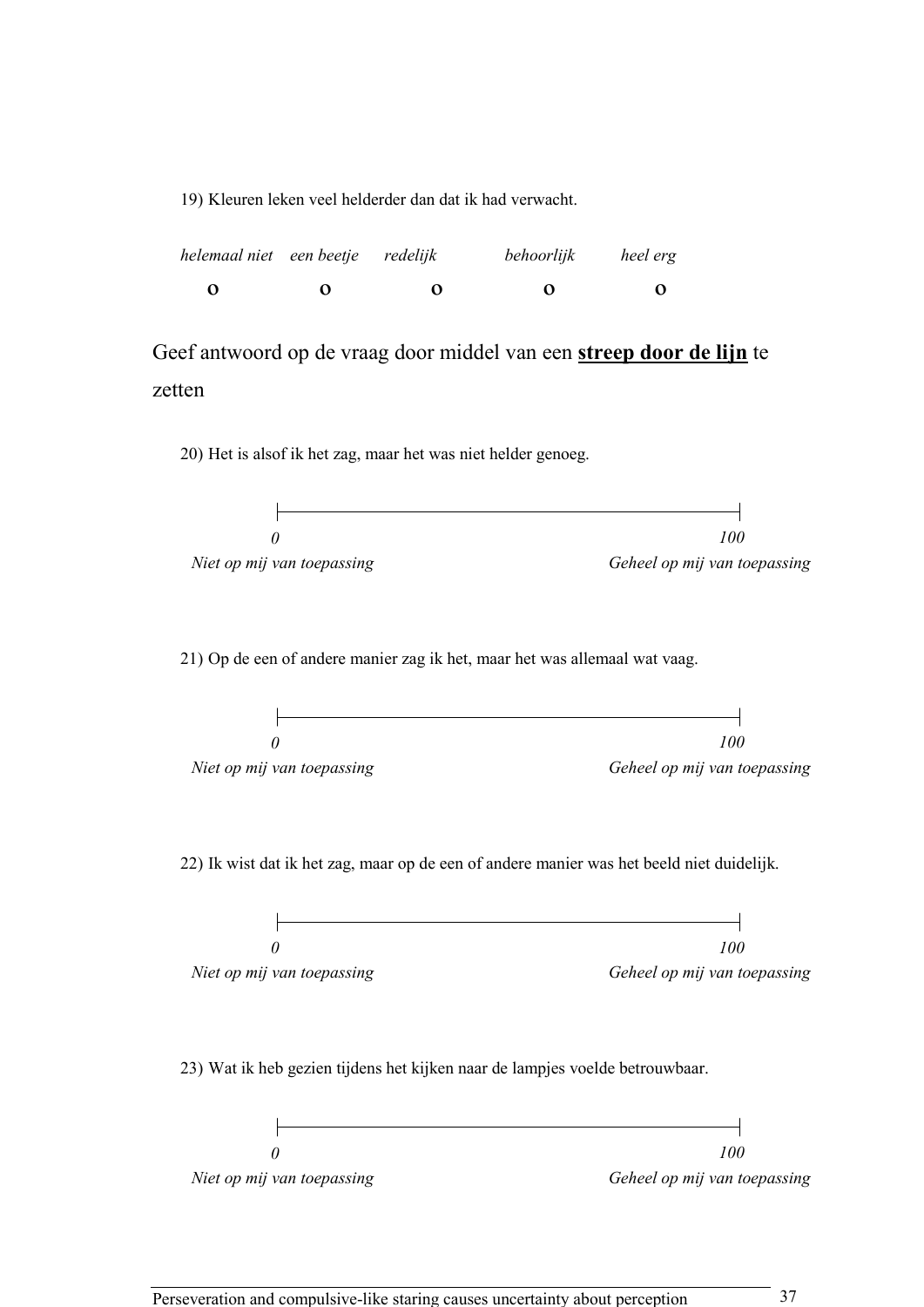19) Kleuren leken veel helderder dan dat ik had verwacht.

| *helemaal niet* | *een beetje* | *redelijk* | *behoorlijk* | *heel erg* |
|---|---|---|---|---|
| **o** | **o** | **o** | **o** | **o** |

Geef antwoord op de vraag door middel van een **streep door de lijn** te zetten

20) Het is alsof ik het zag, maar het was niet helder genoeg.

|―――――――――――――――――――――――――――――――――|

*0* *Niet op mij van toepassing* — *100* *Geheel op mij van toepassing*

21) Op de een of andere manier zag ik het, maar het was allemaal wat vaag.

|―――――――――――――――――――――――――――――――――|

*0* *Niet op mij van toepassing* — *100* *Geheel op mij van toepassing*

22) Ik wist dat ik het zag, maar op de een of andere manier was het beeld niet duidelijk.

|―――――――――――――――――――――――――――――――――|

*0* *Niet op mij van toepassing* — *100* *Geheel op mij van toepassing*

23) Wat ik heb gezien tijdens het kijken naar de lampjes voelde betrouwbaar.

|―――――――――――――――――――――――――――――――――|

*0* *Niet op mij van toepassing* — *100* *Geheel op mij van toepassing*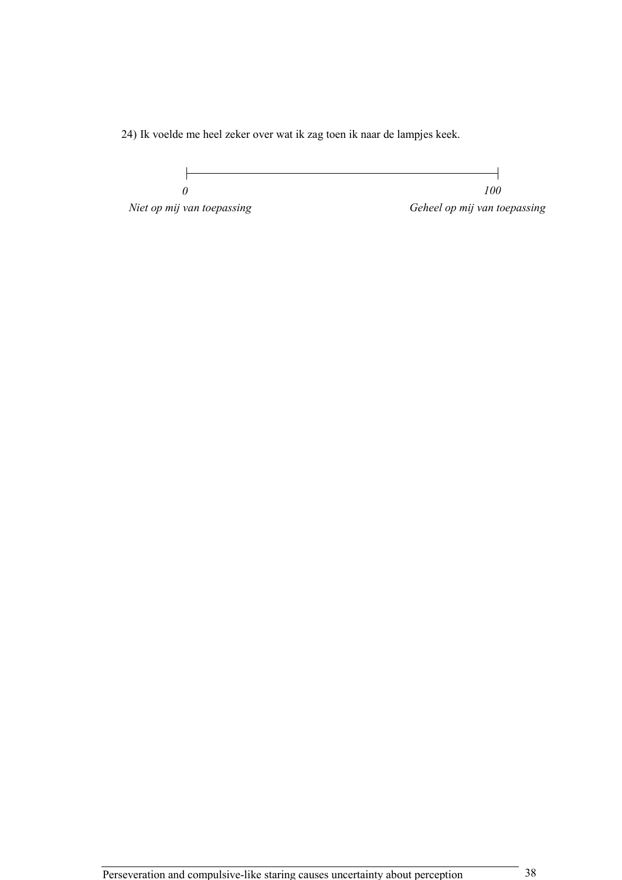24) Ik voelde me heel zeker over wat ik zag toen ik naar de lampjes keek.

|——————————————————————|

*0* *100*

*Niet op mij van toepassing* *Geheel op mij van toepassing*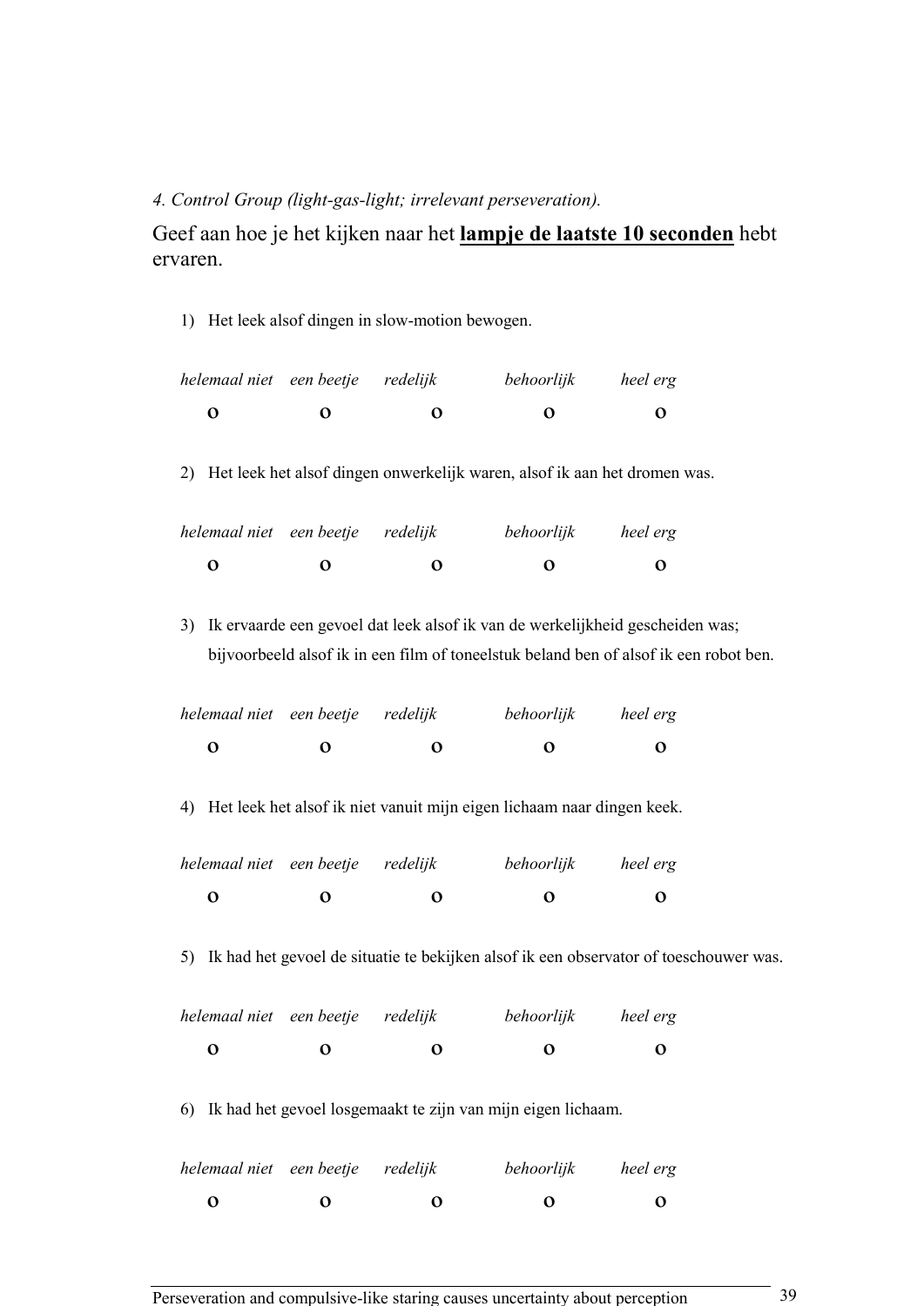*4. Control Group (light-gas-light; irrelevant perseveration).*

Geef aan hoe je het kijken naar het **lampje de laatste 10 seconden** hebt ervaren.

1) Het leek alsof dingen in slow-motion bewogen.

| *helemaal niet* | *een beetje* | *redelijk* | *behoorlijk* | *heel erg* |
|---|---|---|---|---|
| **o** | **o** | **o** | **o** | **o** |

2) Het leek het alsof dingen onwerkelijk waren, alsof ik aan het dromen was.

| *helemaal niet* | *een beetje* | *redelijk* | *behoorlijk* | *heel erg* |
|---|---|---|---|---|
| **o** | **o** | **o** | **o** | **o** |

3) Ik ervaarde een gevoel dat leek alsof ik van de werkelijkheid gescheiden was; bijvoorbeeld alsof ik in een film of toneelstuk beland ben of alsof ik een robot ben.

| *helemaal niet* | *een beetje* | *redelijk* | *behoorlijk* | *heel erg* |
|---|---|---|---|---|
| **o** | **o** | **o** | **o** | **o** |

4) Het leek het alsof ik niet vanuit mijn eigen lichaam naar dingen keek.

| *helemaal niet* | *een beetje* | *redelijk* | *behoorlijk* | *heel erg* |
|---|---|---|---|---|
| **o** | **o** | **o** | **o** | **o** |

5) Ik had het gevoel de situatie te bekijken alsof ik een observator of toeschouwer was.

| *helemaal niet* | *een beetje* | *redelijk* | *behoorlijk* | *heel erg* |
|---|---|---|---|---|
| **o** | **o** | **o** | **o** | **o** |

6) Ik had het gevoel losgemaakt te zijn van mijn eigen lichaam.

| *helemaal niet* | *een beetje* | *redelijk* | *behoorlijk* | *heel erg* |
|---|---|---|---|---|
| **o** | **o** | **o** | **o** | **o** |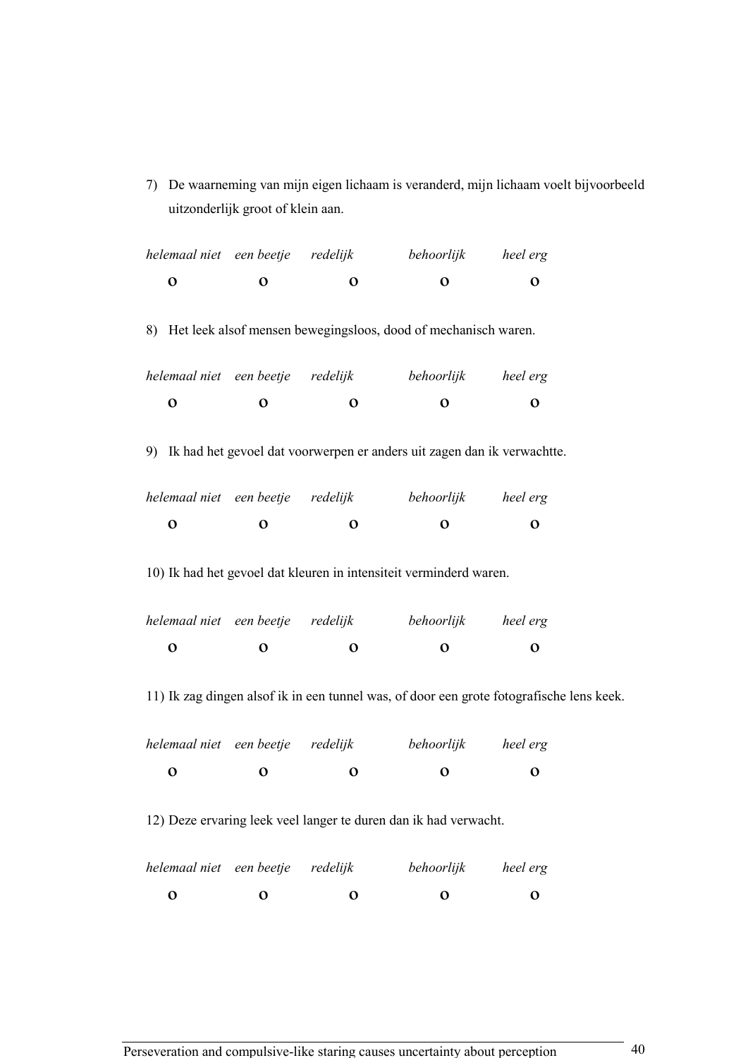7) De waarneming van mijn eigen lichaam is veranderd, mijn lichaam voelt bijvoorbeeld uitzonderlijk groot of klein aan.

| *helemaal niet* | *een beetje* | *redelijk* | *behoorlijk* | *heel erg* |
|---|---|---|---|---|
| **o** | **o** | **o** | **o** | **o** |

8) Het leek alsof mensen bewegingsloos, dood of mechanisch waren.

| *helemaal niet* | *een beetje* | *redelijk* | *behoorlijk* | *heel erg* |
|---|---|---|---|---|
| **o** | **o** | **o** | **o** | **o** |

9) Ik had het gevoel dat voorwerpen er anders uit zagen dan ik verwachtte.

| *helemaal niet* | *een beetje* | *redelijk* | *behoorlijk* | *heel erg* |
|---|---|---|---|---|
| **o** | **o** | **o** | **o** | **o** |

10) Ik had het gevoel dat kleuren in intensiteit verminderd waren.

| *helemaal niet* | *een beetje* | *redelijk* | *behoorlijk* | *heel erg* |
|---|---|---|---|---|
| **o** | **o** | **o** | **o** | **o** |

11) Ik zag dingen alsof ik in een tunnel was, of door een grote fotografische lens keek.

| *helemaal niet* | *een beetje* | *redelijk* | *behoorlijk* | *heel erg* |
|---|---|---|---|---|
| **o** | **o** | **o** | **o** | **o** |

12) Deze ervaring leek veel langer te duren dan ik had verwacht.

| *helemaal niet* | *een beetje* | *redelijk* | *behoorlijk* | *heel erg* |
|---|---|---|---|---|
| **o** | **o** | **o** | **o** | **o** |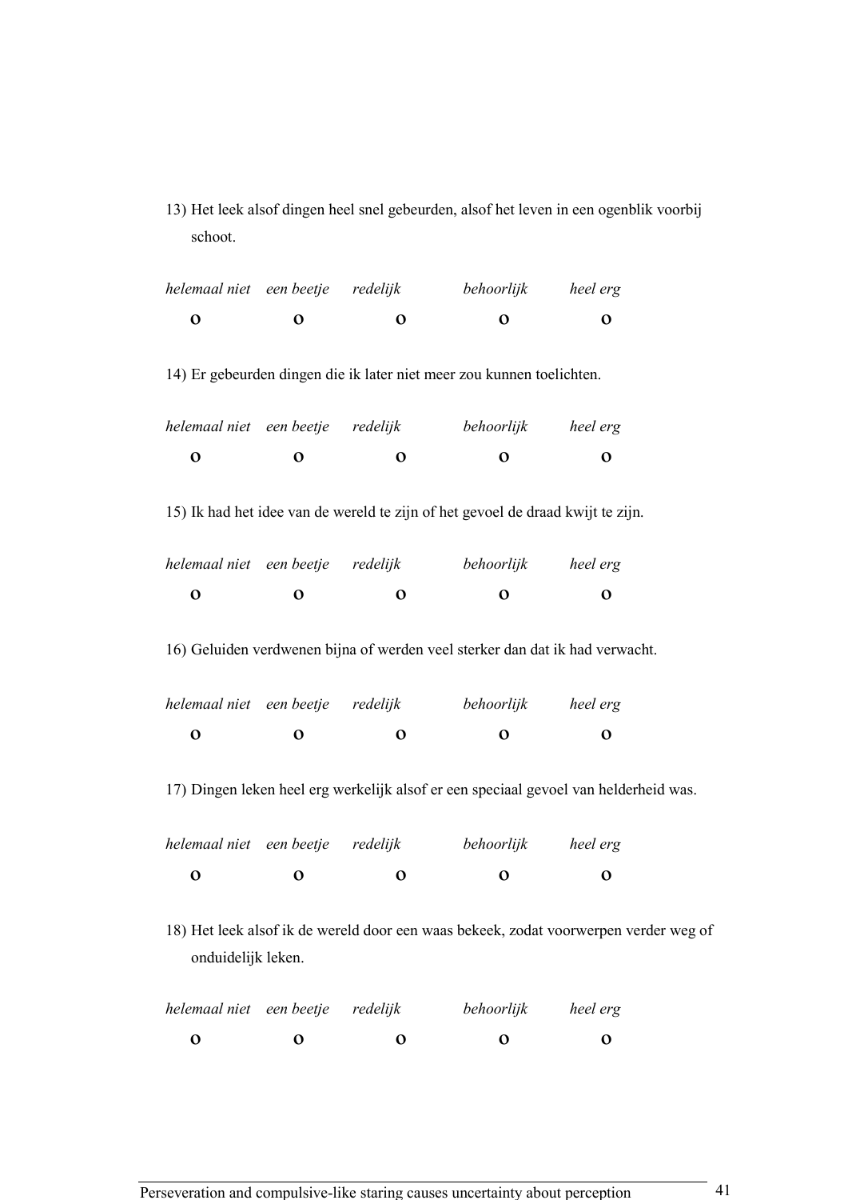13) Het leek alsof dingen heel snel gebeurden, alsof het leven in een ogenblik voorbij schoot.

| *helemaal niet* | *een beetje* | *redelijk* | *behoorlijk* | *heel erg* |
|---|---|---|---|---|
| **o** | **o** | **o** | **o** | **o** |

14) Er gebeurden dingen die ik later niet meer zou kunnen toelichten.

| *helemaal niet* | *een beetje* | *redelijk* | *behoorlijk* | *heel erg* |
|---|---|---|---|---|
| **o** | **o** | **o** | **o** | **o** |

15) Ik had het idee van de wereld te zijn of het gevoel de draad kwijt te zijn.

| *helemaal niet* | *een beetje* | *redelijk* | *behoorlijk* | *heel erg* |
|---|---|---|---|---|
| **o** | **o** | **o** | **o** | **o** |

16) Geluiden verdwenen bijna of werden veel sterker dan dat ik had verwacht.

| *helemaal niet* | *een beetje* | *redelijk* | *behoorlijk* | *heel erg* |
|---|---|---|---|---|
| **o** | **o** | **o** | **o** | **o** |

17) Dingen leken heel erg werkelijk alsof er een speciaal gevoel van helderheid was.

| *helemaal niet* | *een beetje* | *redelijk* | *behoorlijk* | *heel erg* |
|---|---|---|---|---|
| **o** | **o** | **o** | **o** | **o** |

18) Het leek alsof ik de wereld door een waas bekeek, zodat voorwerpen verder weg of onduidelijk leken.

| *helemaal niet* | *een beetje* | *redelijk* | *behoorlijk* | *heel erg* |
|---|---|---|---|---|
| **o** | **o** | **o** | **o** | **o** |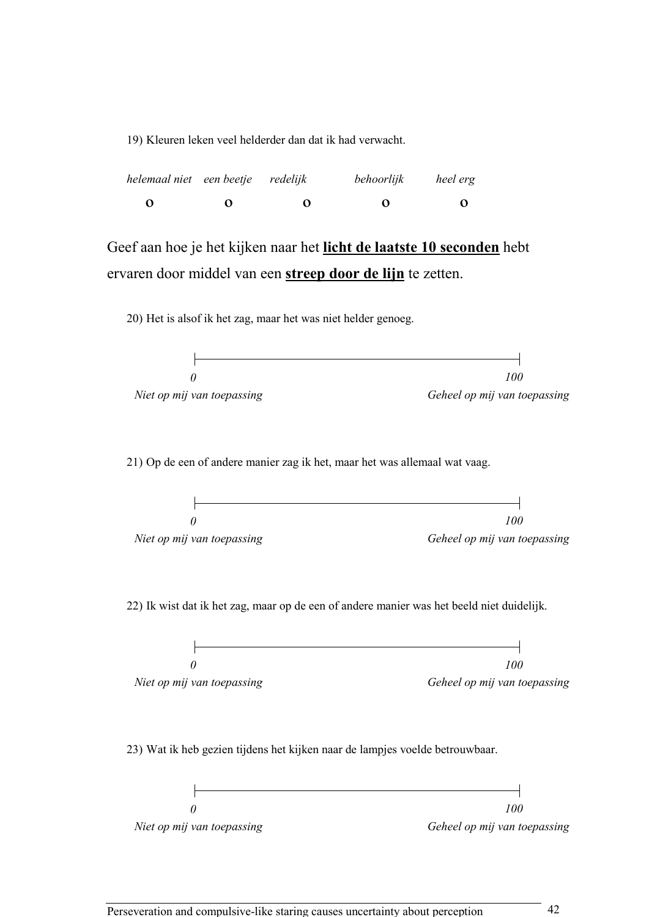19) Kleuren leken veel helderder dan dat ik had verwacht.

| *helemaal niet* | *een beetje* | *redelijk* | *behoorlijk* | *heel erg* |
|---|---|---|---|---|
| **o** | **o** | **o** | **o** | **o** |

Geef aan hoe je het kijken naar het **licht de laatste 10 seconden** hebt ervaren door middel van een **streep door de lijn** te zetten.

20) Het is alsof ik het zag, maar het was niet helder genoeg.

|————————————————————————|

*0* — *Niet op mij van toepassing*  *100* — *Geheel op mij van toepassing*

21) Op de een of andere manier zag ik het, maar het was allemaal wat vaag.

|————————————————————————|

*0* — *Niet op mij van toepassing*  *100* — *Geheel op mij van toepassing*

22) Ik wist dat ik het zag, maar op de een of andere manier was het beeld niet duidelijk.

|————————————————————————|

*0* — *Niet op mij van toepassing*  *100* — *Geheel op mij van toepassing*

23) Wat ik heb gezien tijdens het kijken naar de lampjes voelde betrouwbaar.

|————————————————————————|

*0* — *Niet op mij van toepassing*  *100* — *Geheel op mij van toepassing*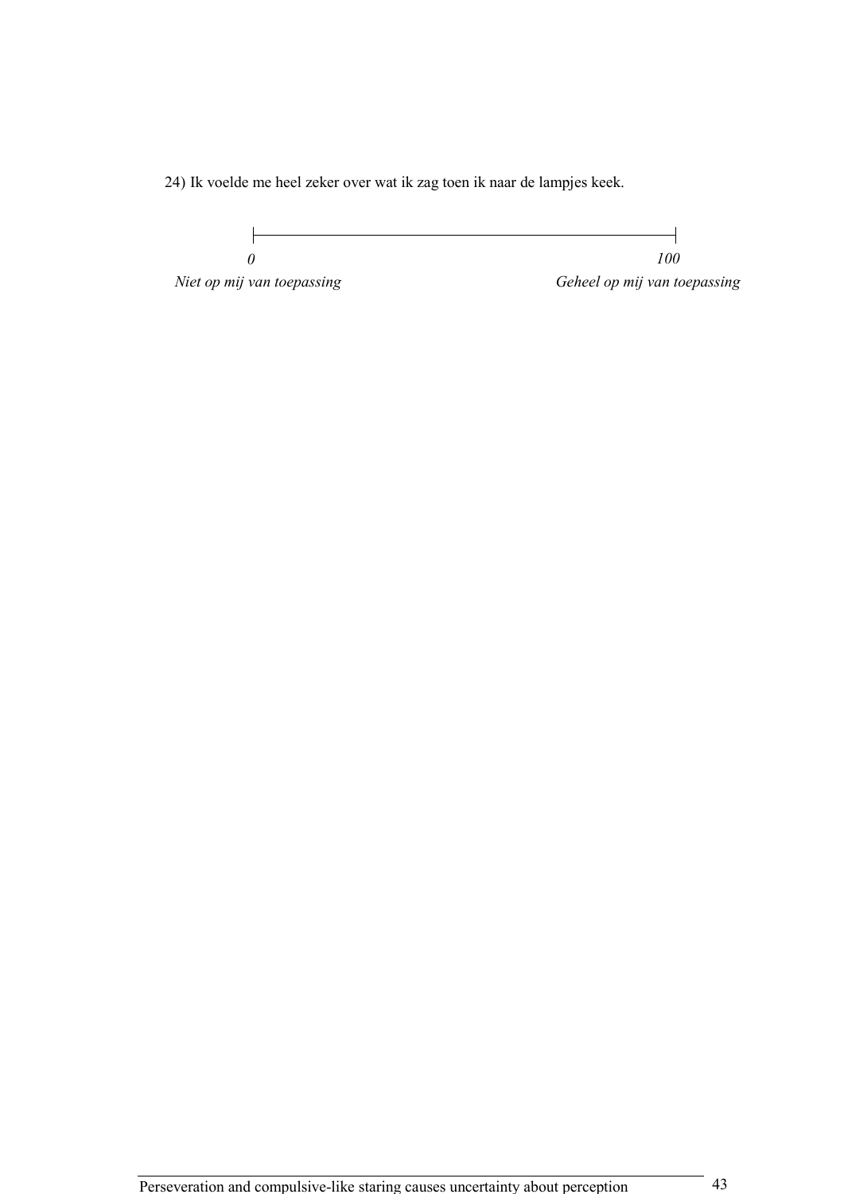24) Ik voelde me heel zeker over wat ik zag toen ik naar de lampjes keek.

|————————————————————————|

*0* *100*

*Niet op mij van toepassing* *Geheel op mij van toepassing*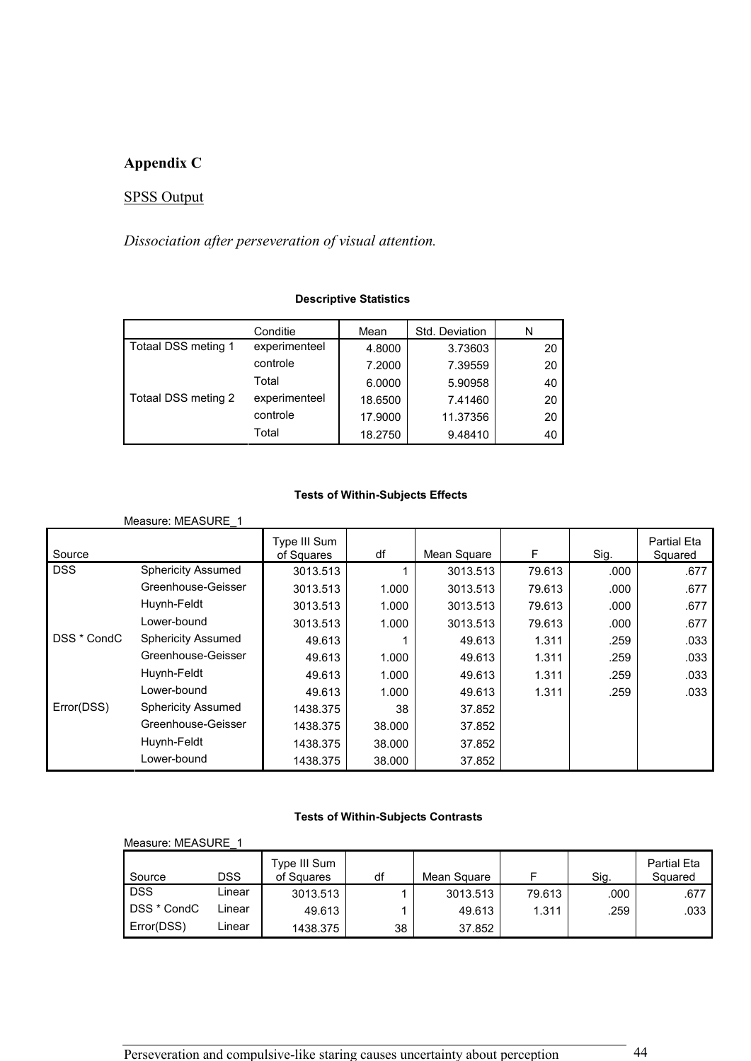## Appendix C

SPSS Output

*Dissociation after perseveration of visual attention.*

**Descriptive Statistics**

| | Conditie | Mean | Std. Deviation | N |
|---|---|---|---|---|
| Totaal DSS meting 1 | experimenteel | 4.8000 | 3.73603 | 20 |
| | controle | 7.2000 | 7.39559 | 20 |
| | Total | 6.0000 | 5.90958 | 40 |
| Totaal DSS meting 2 | experimenteel | 18.6500 | 7.41460 | 20 |
| | controle | 17.9000 | 11.37356 | 20 |
| | Total | 18.2750 | 9.48410 | 40 |

**Tests of Within-Subjects Effects**

Measure: MEASURE_1

| Source | | Type III Sum of Squares | df | Mean Square | F | Sig. | Partial Eta Squared |
|---|---|---|---|---|---|---|---|
| DSS | Sphericity Assumed | 3013.513 | 1 | 3013.513 | 79.613 | .000 | .677 |
| | Greenhouse-Geisser | 3013.513 | 1.000 | 3013.513 | 79.613 | .000 | .677 |
| | Huynh-Feldt | 3013.513 | 1.000 | 3013.513 | 79.613 | .000 | .677 |
| | Lower-bound | 3013.513 | 1.000 | 3013.513 | 79.613 | .000 | .677 |
| DSS * CondC | Sphericity Assumed | 49.613 | 1 | 49.613 | 1.311 | .259 | .033 |
| | Greenhouse-Geisser | 49.613 | 1.000 | 49.613 | 1.311 | .259 | .033 |
| | Huynh-Feldt | 49.613 | 1.000 | 49.613 | 1.311 | .259 | .033 |
| | Lower-bound | 49.613 | 1.000 | 49.613 | 1.311 | .259 | .033 |
| Error(DSS) | Sphericity Assumed | 1438.375 | 38 | 37.852 | | | |
| | Greenhouse-Geisser | 1438.375 | 38.000 | 37.852 | | | |
| | Huynh-Feldt | 1438.375 | 38.000 | 37.852 | | | |
| | Lower-bound | 1438.375 | 38.000 | 37.852 | | | |

**Tests of Within-Subjects Contrasts**

Measure: MEASURE_1

| Source | DSS | Type III Sum of Squares | df | Mean Square | F | Sig. | Partial Eta Squared |
|---|---|---|---|---|---|---|---|
| DSS | Linear | 3013.513 | 1 | 3013.513 | 79.613 | .000 | .677 |
| DSS * CondC | Linear | 49.613 | 1 | 49.613 | 1.311 | .259 | .033 |
| Error(DSS) | Linear | 1438.375 | 38 | 37.852 | | | |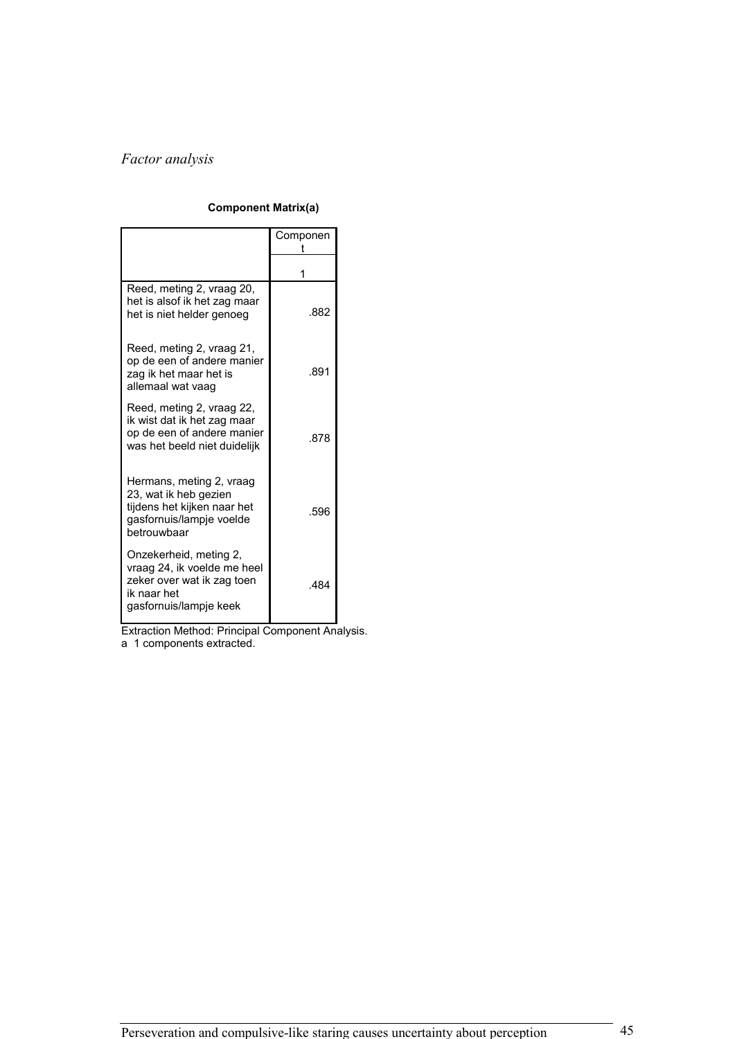*Factor analysis*

**Component Matrix(a)**

| | Component |
|---|---|
| | 1 |
| Reed, meting 2, vraag 20, het is alsof ik het zag maar het is niet helder genoeg | .882 |
| Reed, meting 2, vraag 21, op de een of andere manier zag ik het maar het is allemaal wat vaag | .891 |
| Reed, meting 2, vraag 22, ik wist dat ik het zag maar op de een of andere manier was het beeld niet duidelijk | .878 |
| Hermans, meting 2, vraag 23, wat ik heb gezien tijdens het kijken naar het gasfornuis/lampje voelde betrouwbaar | .596 |
| Onzekerheid, meting 2, vraag 24, ik voelde me heel zeker over wat ik zag toen ik naar het gasfornuis/lampje keek | .484 |

Extraction Method: Principal Component Analysis.
a 1 components extracted.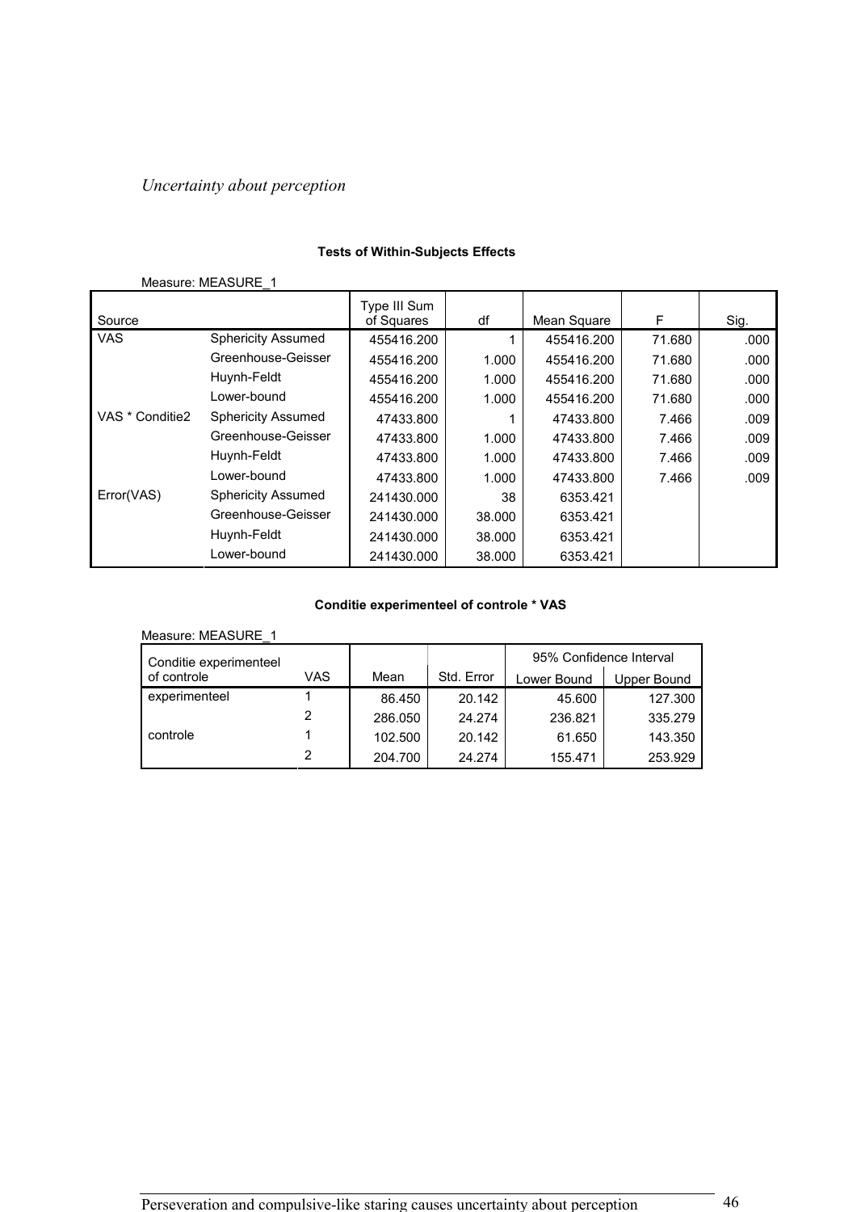*Uncertainty about perception*

**Tests of Within-Subjects Effects**

Measure: MEASURE_1

| Source | | Type III Sum of Squares | df | Mean Square | F | Sig. |
|---|---|---|---|---|---|---|
| VAS | Sphericity Assumed | 455416.200 | 1 | 455416.200 | 71.680 | .000 |
| | Greenhouse-Geisser | 455416.200 | 1.000 | 455416.200 | 71.680 | .000 |
| | Huynh-Feldt | 455416.200 | 1.000 | 455416.200 | 71.680 | .000 |
| | Lower-bound | 455416.200 | 1.000 | 455416.200 | 71.680 | .000 |
| VAS * Conditie2 | Sphericity Assumed | 47433.800 | 1 | 47433.800 | 7.466 | .009 |
| | Greenhouse-Geisser | 47433.800 | 1.000 | 47433.800 | 7.466 | .009 |
| | Huynh-Feldt | 47433.800 | 1.000 | 47433.800 | 7.466 | .009 |
| | Lower-bound | 47433.800 | 1.000 | 47433.800 | 7.466 | .009 |
| Error(VAS) | Sphericity Assumed | 241430.000 | 38 | 6353.421 | | |
| | Greenhouse-Geisser | 241430.000 | 38.000 | 6353.421 | | |
| | Huynh-Feldt | 241430.000 | 38.000 | 6353.421 | | |
| | Lower-bound | 241430.000 | 38.000 | 6353.421 | | |

**Conditie experimenteel of controle * VAS**

Measure: MEASURE_1

| Conditie experimenteel of controle | VAS | Mean | Std. Error | 95% Confidence Interval | |
|---|---|---|---|---|---|
| | | | | Lower Bound | Upper Bound |
| experimenteel | 1 | 86.450 | 20.142 | 45.600 | 127.300 |
| | 2 | 286.050 | 24.274 | 236.821 | 335.279 |
| controle | 1 | 102.500 | 20.142 | 61.650 | 143.350 |
| | 2 | 204.700 | 24.274 | 155.471 | 253.929 |